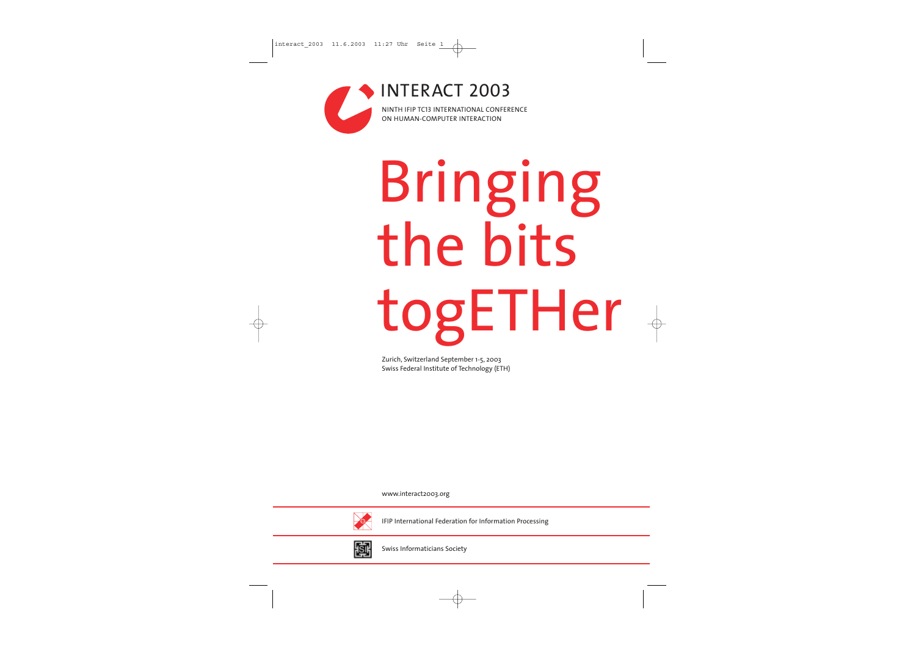# INTERACT 2003

NINTH IFIP TC13 INTERNATIONAL CONFERENCE
ON HUMAN-COMPUTER INTERACTION

# Bringing the bits togETHer

Zurich, Switzerland September 1-5, 2003
Swiss Federal Institute of Technology (ETH)

www.interact2003.org

IFIP International Federation for Information Processing

Swiss Informaticians Society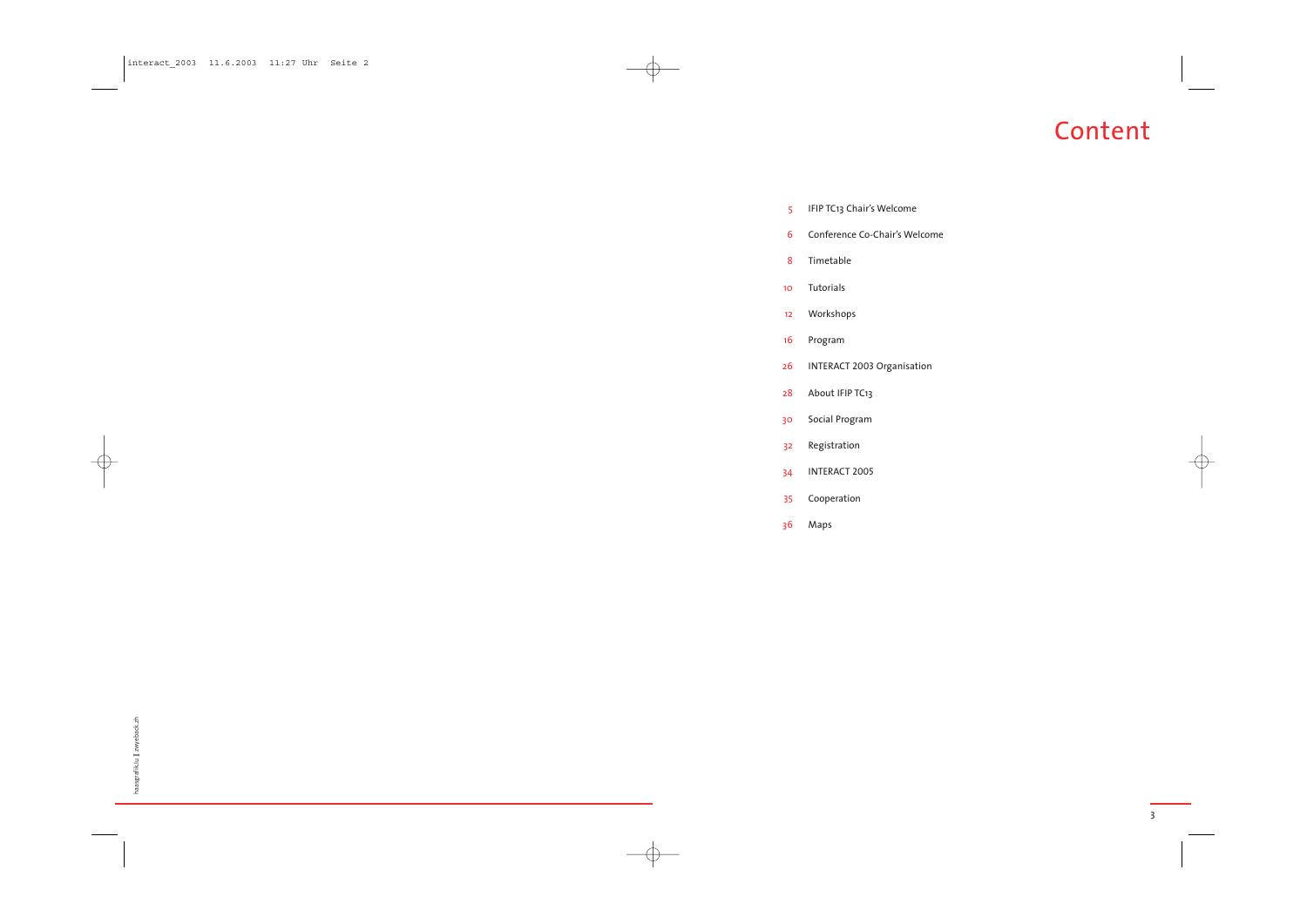# Content

5 IFIP TC13 Chair's Welcome

6 Conference Co-Chair's Welcome

8 Timetable

10 Tutorials

12 Workshops

16 Program

26 INTERACT 2003 Organisation

28 About IFIP TC13

30 Social Program

32 Registration

34 INTERACT 2005

35 Cooperation

36 Maps

haasgrafik.lu | zwyeback.ch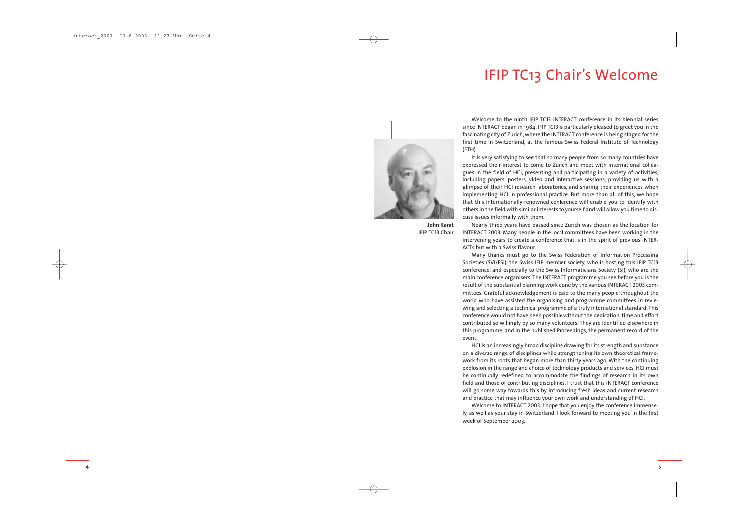# IFIP TC13 Chair's Welcome

**John Karat**
IFIP TC13 Chair

Welcome to the ninth IFIP TC13 INTERACT conference in its biennial series since INTERACT began in 1984. IFIP TC13 is particularly pleased to greet you in the fascinating city of Zurich, where the INTERACT conference is being staged for the first time in Switzerland, at the famous Swiss Federal Institute of Technology (ETH).

It is very satisfying to see that so many people from so many countries have expressed their interest to come to Zurich and meet with international colleagues in the field of HCI, presenting and participating in a variety of activities, including papers, posters, video and interactive sessions, providing us with a glimpse of their HCI research laboratories, and sharing their experiences when implementing HCI in professional practice. But more than all of this, we hope that this internationally renowned conference will enable you to identify with others in the field with similar interests to yourself and will allow you time to discuss issues informally with them.

Nearly three years have passed since Zurich was chosen as the location for INTERACT 2003. Many people in the local committees have been working in the intervening years to create a conference that is in the spirit of previous INTERACTs but with a Swiss flavour.

Many thanks must go to the Swiss Federation of Information Processing Societies (SVI/FSI), the Swiss IFIP member society, who is hosting this IFIP TC13 conference, and especially to the Swiss Informaticians Society (SI), who are the main conference organisers. The INTERACT programme you see before you is the result of the substantial planning work done by the various INTERACT 2003 committees. Grateful acknowledgement is paid to the many people throughout the world who have assisted the organising and programme committees in reviewing and selecting a technical programme of a truly international standard. This conference would not have been possible without the dedication, time and effort contributed so willingly by so many volunteers. They are identified elsewhere in this programme, and in the published Proceedings, the permanent record of the event.

HCI is an increasingly broad discipline drawing for its strength and substance on a diverse range of disciplines while strengthening its own theoretical framework from its roots that began more than thirty years ago. With the continuing explosion in the range and choice of technology products and services, HCI must be continually redefined to accommodate the findings of research in its own field and those of contributing disciplines. I trust that this INTERACT conference will go some way towards this by introducing fresh ideas and current research and practice that may influence your own work and understanding of HCI.

Welcome to INTERACT 2003. I hope that you enjoy the conference immensely, as well as your stay in Switzerland. I look forward to meeting you in the first week of September 2003.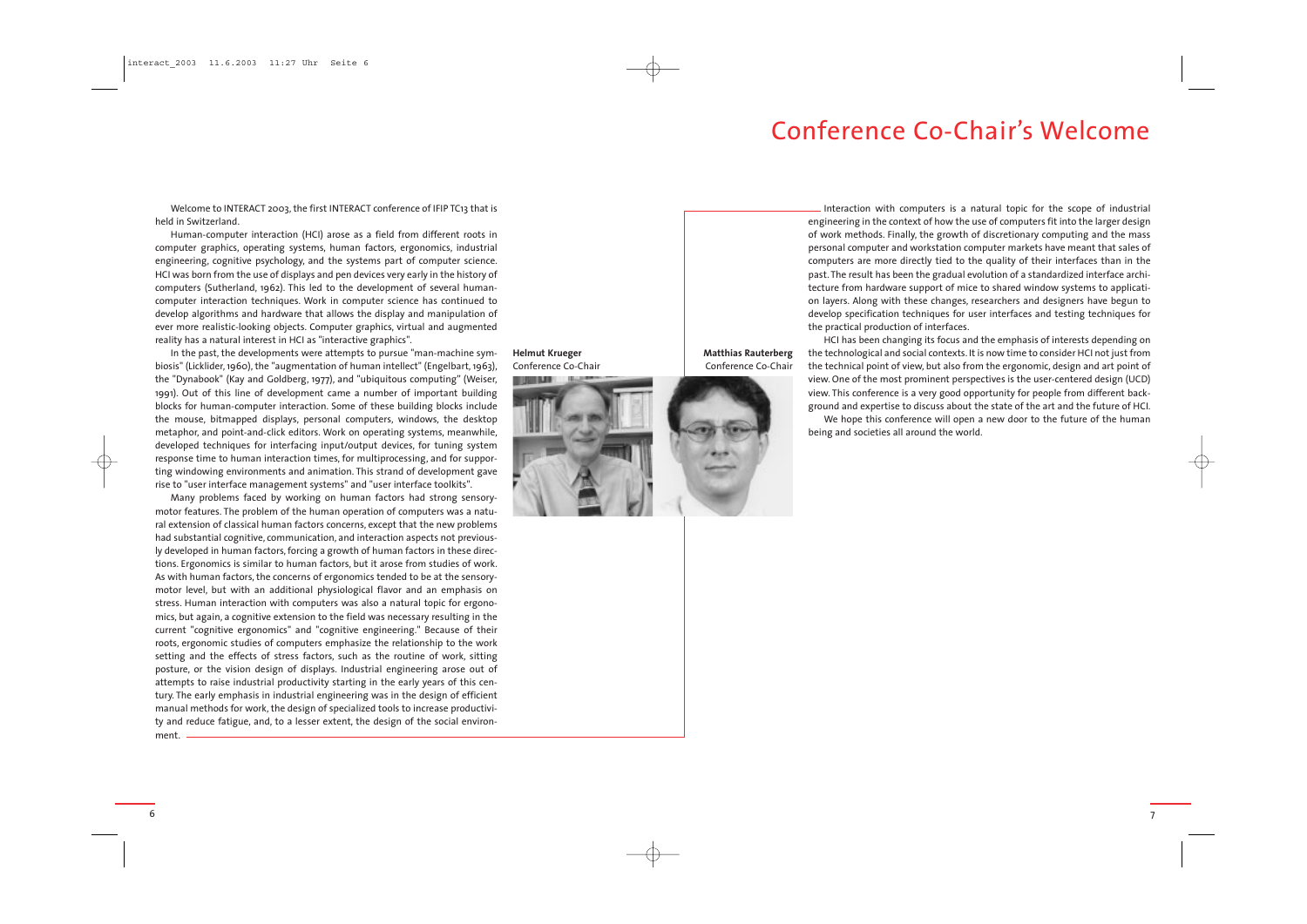# Conference Co-Chair's Welcome

Welcome to INTERACT 2003, the first INTERACT conference of IFIP TC13 that is held in Switzerland.

Human-computer interaction (HCI) arose as a field from different roots in computer graphics, operating systems, human factors, ergonomics, industrial engineering, cognitive psychology, and the systems part of computer science. HCI was born from the use of displays and pen devices very early in the history of computers (Sutherland, 1962). This led to the development of several human-computer interaction techniques. Work in computer science has continued to develop algorithms and hardware that allows the display and manipulation of ever more realistic-looking objects. Computer graphics, virtual and augmented reality has a natural interest in HCI as "interactive graphics".

In the past, the developments were attempts to pursue "man-machine symbiosis" (Licklider, 1960), the "augmentation of human intellect" (Engelbart, 1963), the "Dynabook" (Kay and Goldberg, 1977), and "ubiquitous computing" (Weiser, 1991). Out of this line of development came a number of important building blocks for human-computer interaction. Some of these building blocks include the mouse, bitmapped displays, personal computers, windows, the desktop metaphor, and point-and-click editors. Work on operating systems, meanwhile, developed techniques for interfacing input/output devices, for tuning system response time to human interaction times, for multiprocessing, and for supporting windowing environments and animation. This strand of development gave rise to "user interface management systems" and "user interface toolkits".

Many problems faced by working on human factors had strong sensory-motor features. The problem of the human operation of computers was a natural extension of classical human factors concerns, except that the new problems had substantial cognitive, communication, and interaction aspects not previously developed in human factors, forcing a growth of human factors in these directions. Ergonomics is similar to human factors, but it arose from studies of work. As with human factors, the concerns of ergonomics tended to be at the sensory-motor level, but with an additional physiological flavor and an emphasis on stress. Human interaction with computers was also a natural topic for ergonomics, but again, a cognitive extension to the field was necessary resulting in the current "cognitive ergonomics" and "cognitive engineering." Because of their roots, ergonomic studies of computers emphasize the relationship to the work setting and the effects of stress factors, such as the routine of work, sitting posture, or the vision design of displays. Industrial engineering arose out of attempts to raise industrial productivity starting in the early years of this century. The early emphasis in industrial engineering was in the design of efficient manual methods for work, the design of specialized tools to increase productivity and reduce fatigue, and, to a lesser extent, the design of the social environment.

**Helmut Krueger**
Conference Co-Chair

**Matthias Rauterberg**
Conference Co-Chair

Interaction with computers is a natural topic for the scope of industrial engineering in the context of how the use of computers fit into the larger design of work methods. Finally, the growth of discretionary computing and the mass personal computer and workstation computer markets have meant that sales of computers are more directly tied to the quality of their interfaces than in the past. The result has been the gradual evolution of a standardized interface architecture from hardware support of mice to shared window systems to application layers. Along with these changes, researchers and designers have begun to develop specification techniques for user interfaces and testing techniques for the practical production of interfaces.

HCI has been changing its focus and the emphasis of interests depending on the technological and social contexts. It is now time to consider HCI not just from the technical point of view, but also from the ergonomic, design and art point of view. One of the most prominent perspectives is the user-centered design (UCD) view. This conference is a very good opportunity for people from different background and expertise to discuss about the state of the art and the future of HCI.

We hope this conference will open a new door to the future of the human being and societies all around the world.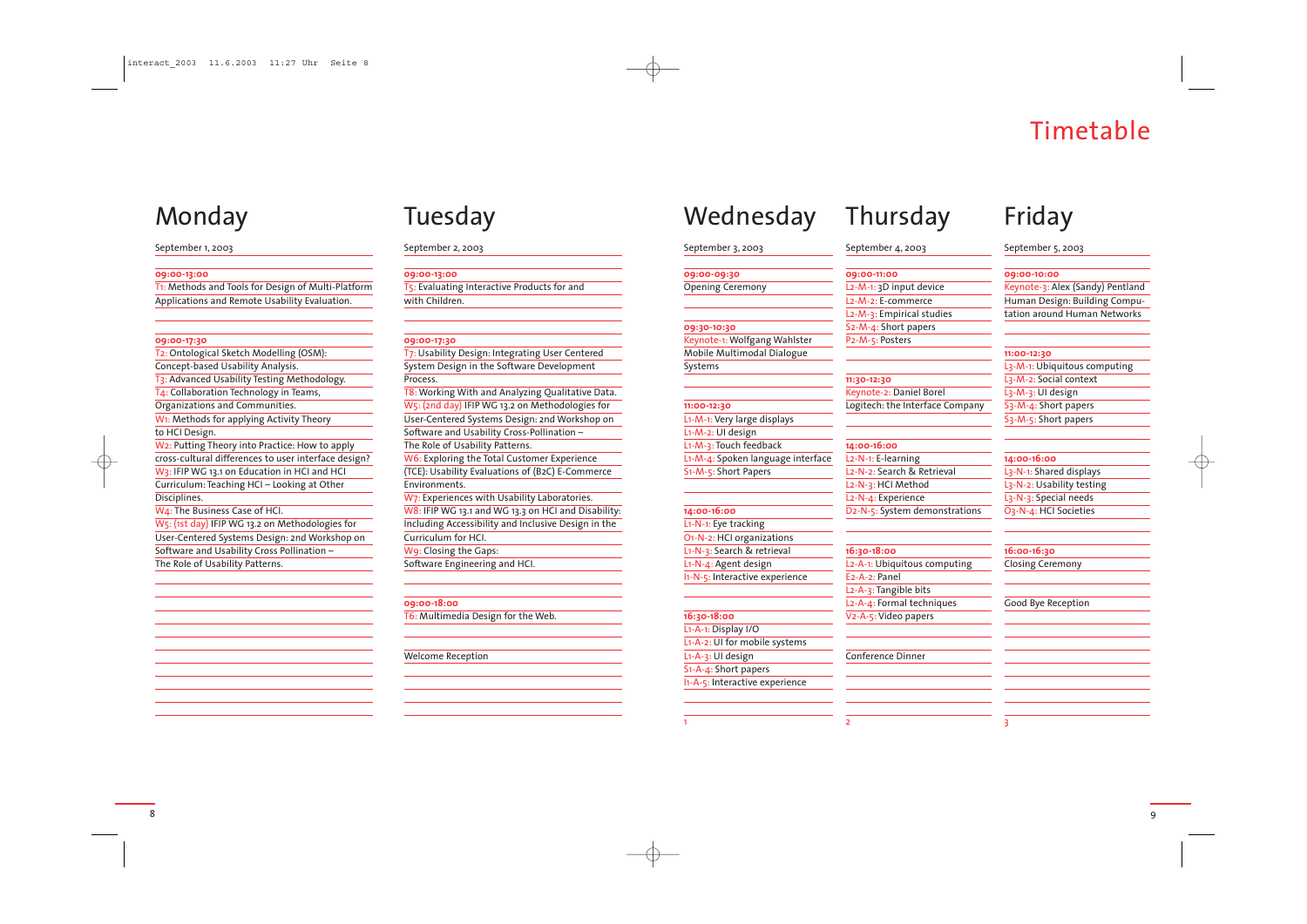# Timetable

## Monday

September 1, 2003

**09:00-13:00**

T1: Methods and Tools for Design of Multi-Platform Applications and Remote Usability Evaluation.

**09:00-17:30**

T2: Ontological Sketch Modelling (OSM): Concept-based Usability Analysis.

T3: Advanced Usability Testing Methodology.

T4: Collaboration Technology in Teams, Organizations and Communities.

W1: Methods for applying Activity Theory to HCI Design.

W2: Putting Theory into Practice: How to apply cross-cultural differences to user interface design?

W3: IFIP WG 13.1 on Education in HCI and HCI Curriculum: Teaching HCI – Looking at Other Disciplines.

W4: The Business Case of HCI.

W5: (1st day) IFIP WG 13.2 on Methodologies for User-Centered Systems Design: 2nd Workshop on Software and Usability Cross Pollination – The Role of Usability Patterns.

## Tuesday

September 2, 2003

**09:00-13:00**

T5: Evaluating Interactive Products for and with Children.

**09:00-17:30**

T7: Usability Design: Integrating User Centered System Design in the Software Development Process.

T8: Working With and Analyzing Qualitative Data.

W5: (2nd day) IFIP WG 13.2 on Methodologies for User-Centered Systems Design: 2nd Workshop on Software and Usability Cross-Pollination – The Role of Usability Patterns.

W6: Exploring the Total Customer Experience (TCE): Usability Evaluations of (B2C) E-Commerce Environments.

W7: Experiences with Usability Laboratories.

W8: IFIP WG 13.1 and WG 13.3 on HCI and Disability: Including Accessibility and Inclusive Design in the Curriculum for HCI.

W9: Closing the Gaps: Software Engineering and HCI.

**09:00-18:00**

T6: Multimedia Design for the Web.

Welcome Reception

## Wednesday

September 3, 2003

**09:00-09:30**

Opening Ceremony

**09:30-10:30**

Keynote-1: Wolfgang Wahlster Mobile Multimodal Dialogue Systems

**11:00-12:30**

L1-M-1: Very large displays

L1-M-2: UI design

L1-M-3: Touch feedback

L1-M-4: Spoken language interface

S1-M-5: Short Papers

**14:00-16:00**

L1-N-1: Eye tracking

O1-N-2: HCI organizations

L1-N-3: Search & retrieval

L1-N-4: Agent design

I1-N-5: Interactive experience

**16:30-18:00**

L1-A-1: Display I/O

L1-A-2: UI for mobile systems

L1-A-3: UI design

S1-A-4: Short papers

I1-A-5: Interactive experience

1

## Thursday

September 4, 2003

**09:00-11:00**

L2-M-1: 3D input device

L2-M-2: E-commerce

L2-M-3: Empirical studies

S2-M-4: Short papers

P2-M-5: Posters

**11:30-12:30**

Keynote-2: Daniel Borel Logitech: the Interface Company

**14:00-16:00**

L2-N-1: E-learning

L2-N-2: Search & Retrieval

L2-N-3: HCI Method

L2-N-4: Experience

D2-N-5: System demonstrations

**16:30-18:00**

L2-A-1: Ubiquitous computing

E2-A-2: Panel

L2-A-3: Tangible bits

L2-A-4: Formal techniques

V2-A-5: Video papers

Conference Dinner

2

## Friday

September 5, 2003

**09:00-10:00**

Keynote-3: Alex (Sandy) Pentland Human Design: Building Computation around Human Networks

**11:00-12:30**

L3-M-1: Ubiquitous computing

L3-M-2: Social context

L3-M-3: UI design

S3-M-4: Short papers

S3-M-5: Short papers

**14:00-16:00**

L3-N-1: Shared displays

L3-N-2: Usability testing

L3-N-3: Special needs

O3-N-4: HCI Societies

**16:00-16:30**

Closing Ceremony

Good Bye Reception

3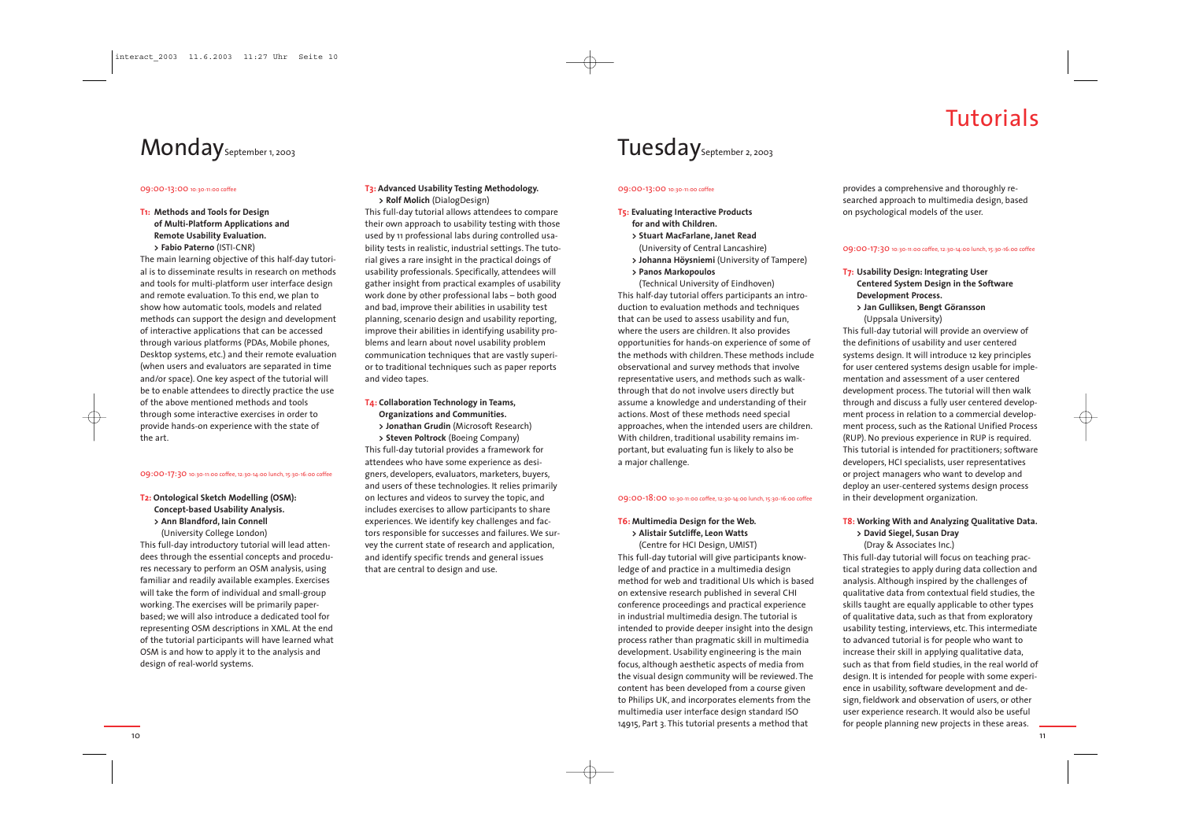# Tutorials

## Monday September 1, 2003

09:00-13:00 10:30-11:00 coffee

**T1: Methods and Tools for Design of Multi-Platform Applications and Remote Usability Evaluation.**
**> Fabio Paterno** (ISTI-CNR)

The main learning objective of this half-day tutorial is to disseminate results in research on methods and tools for multi-platform user interface design and remote evaluation. To this end, we plan to show how automatic tools, models and related methods can support the design and development of interactive applications that can be accessed through various platforms (PDAs, Mobile phones, Desktop systems, etc.) and their remote evaluation (when users and evaluators are separated in time and/or space). One key aspect of the tutorial will be to enable attendees to directly practice the use of the above mentioned methods and tools through some interactive exercises in order to provide hands-on experience with the state of the art.

09:00-17:30 10:30-11:00 coffee, 12:30-14:00 lunch, 15:30-16:00 coffee

**T2: Ontological Sketch Modelling (OSM): Concept-based Usability Analysis.**
**> Ann Blandford, Iain Connell**
(University College London)

This full-day introductory tutorial will lead attendees through the essential concepts and procedures necessary to perform an OSM analysis, using familiar and readily available examples. Exercises will take the form of individual and small-group working. The exercises will be primarily paper-based; we will also introduce a dedicated tool for representing OSM descriptions in XML. At the end of the tutorial participants will have learned what OSM is and how to apply it to the analysis and design of real-world systems.

**T3: Advanced Usability Testing Methodology.**
**> Rolf Molich** (DialogDesign)

This full-day tutorial allows attendees to compare their own approach to usability testing with those used by 11 professional labs during controlled usability tests in realistic, industrial settings. The tutorial gives a rare insight in the practical doings of usability professionals. Specifically, attendees will gather insight from practical examples of usability work done by other professional labs – both good and bad, improve their abilities in usability test planning, scenario design and usability reporting, improve their abilities in identifying usability problems and learn about novel usability problem communication techniques that are vastly superior to traditional techniques such as paper reports and video tapes.

**T4: Collaboration Technology in Teams, Organizations and Communities.**
**> Jonathan Grudin** (Microsoft Research)
**> Steven Poltrock** (Boeing Company)

This full-day tutorial provides a framework for attendees who have some experience as designers, developers, evaluators, marketers, buyers, and users of these technologies. It relies primarily on lectures and videos to survey the topic, and includes exercises to allow participants to share experiences. We identify key challenges and factors responsible for successes and failures. We survey the current state of research and application, and identify specific trends and general issues that are central to design and use.

## Tuesday September 2, 2003

09:00-13:00 10:30-11:00 coffee

**T5: Evaluating Interactive Products for and with Children.**
**> Stuart MacFarlane, Janet Read**
(University of Central Lancashire)
**> Johanna Höysniemi** (University of Tampere)
**> Panos Markopoulos**
(Technical University of Eindhoven)

This half-day tutorial offers participants an introduction to evaluation methods and techniques that can be used to assess usability and fun, where the users are children. It also provides opportunities for hands-on experience of some of the methods with children. These methods include observational and survey methods that involve representative users, and methods such as walk-through that do not involve users directly but assume a knowledge and understanding of their actions. Most of these methods need special approaches, when the intended users are children. With children, traditional usability remains important, but evaluating fun is likely to also be a major challenge.

09:00-18:00 10:30-11:00 coffee, 12:30-14:00 lunch, 15:30-16:00 coffee

**T6: Multimedia Design for the Web.**
**> Alistair Sutcliffe, Leon Watts**
(Centre for HCI Design, UMIST)

This full-day tutorial will give participants knowledge of and practice in a multimedia design method for web and traditional UIs which is based on extensive research published in several CHI conference proceedings and practical experience in industrial multimedia design. The tutorial is intended to provide deeper insight into the design process rather than pragmatic skill in multimedia development. Usability engineering is the main focus, although aesthetic aspects of media from the visual design community will be reviewed. The content has been developed from a course given to Philips UK, and incorporates elements from the multimedia user interface design standard ISO 14915, Part 3. This tutorial presents a method that provides a comprehensive and thoroughly researched approach to multimedia design, based on psychological models of the user.

09:00-17:30 10:30-11:00 coffee, 12:30-14:00 lunch, 15:30-16:00 coffee

**T7: Usability Design: Integrating User Centered System Design in the Software Development Process.**
**> Jan Gulliksen, Bengt Göransson**
(Uppsala University)

This full-day tutorial will provide an overview of the definitions of usability and user centered systems design. It will introduce 12 key principles for user centered systems design usable for implementation and assessment of a user centered development process. The tutorial will then walk through and discuss a fully user centered development process in relation to a commercial development process, such as the Rational Unified Process (RUP). No previous experience in RUP is required. This tutorial is intended for practitioners; software developers, HCI specialists, user representatives or project managers who want to develop and deploy an user-centered systems design process in their development organization.

**T8: Working With and Analyzing Qualitative Data.**
**> David Siegel, Susan Dray**
(Dray & Associates Inc.)

This full-day tutorial will focus on teaching practical strategies to apply during data collection and analysis. Although inspired by the challenges of qualitative data from contextual field studies, the skills taught are equally applicable to other types of qualitative data, such as that from exploratory usability testing, interviews, etc. This intermediate to advanced tutorial is for people who want to increase their skill in applying qualitative data, such as that from field studies, in the real world of design. It is intended for people with some experience in usability, software development and design, fieldwork and observation of users, or other user experience research. It would also be useful for people planning new projects in these areas.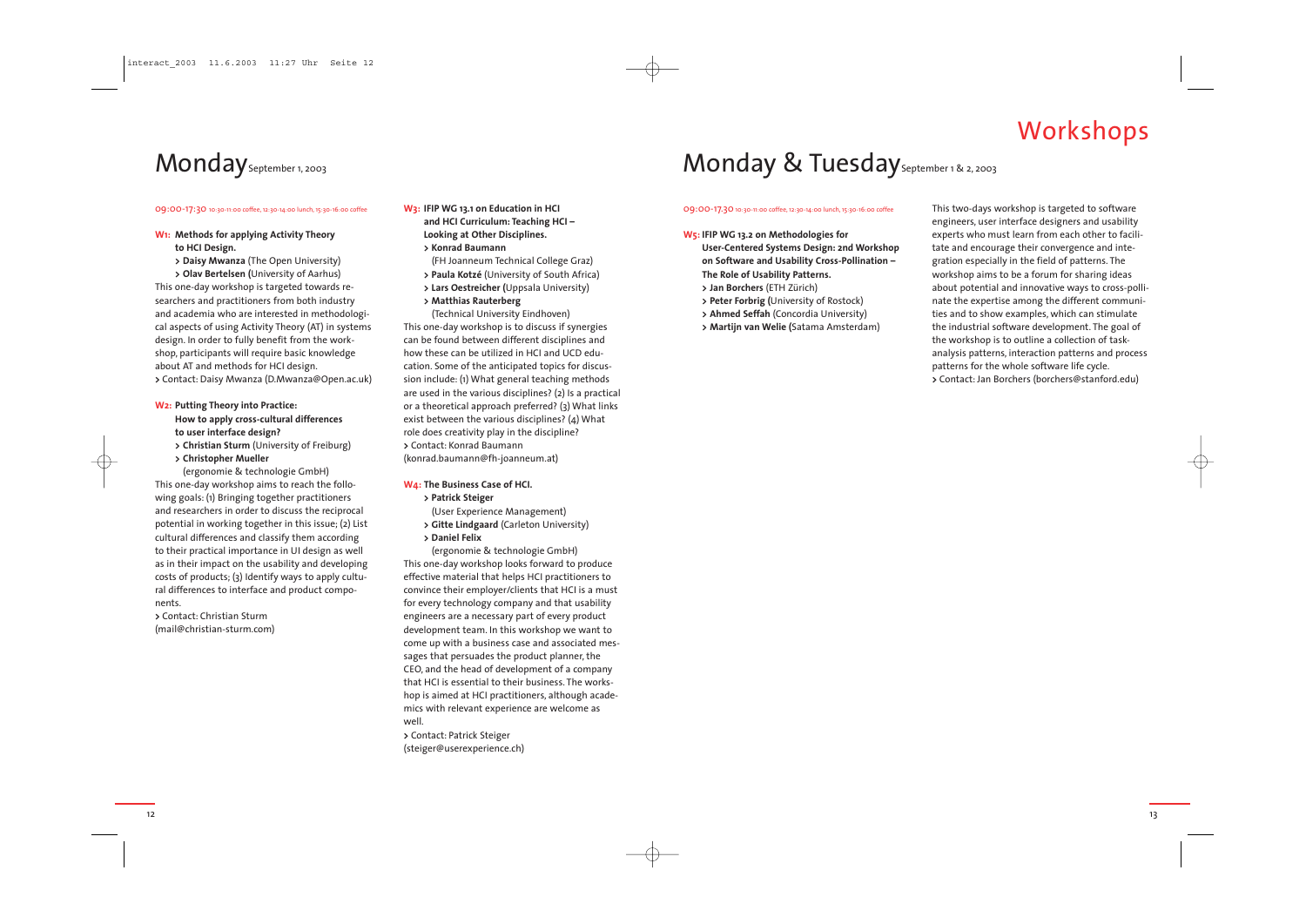# Workshops

## Monday September 1, 2003

09:00-17:30 10:30-11:00 coffee, 12:30-14:00 lunch, 15:30-16:00 coffee

**W1: Methods for applying Activity Theory to HCI Design.**

> **Daisy Mwanza** (The Open University)
> **Olav Bertelsen** (University of Aarhus)

This one-day workshop is targeted towards researchers and practitioners from both industry and academia who are interested in methodological aspects of using Activity Theory (AT) in systems design. In order to fully benefit from the workshop, participants will require basic knowledge about AT and methods for HCI design.

> Contact: Daisy Mwanza (D.Mwanza@Open.ac.uk)

**W2: Putting Theory into Practice: How to apply cross-cultural differences to user interface design?**

> **Christian Sturm** (University of Freiburg)
> **Christopher Mueller** (ergonomie & technologie GmbH)

This one-day workshop aims to reach the following goals: (1) Bringing together practitioners and researchers in order to discuss the reciprocal potential in working together in this issue; (2) List cultural differences and classify them according to their practical importance in UI design as well as in their impact on the usability and developing costs of products; (3) Identify ways to apply cultural differences to interface and product components.

> Contact: Christian Sturm (mail@christian-sturm.com)

**W3: IFIP WG 13.1 on Education in HCI and HCI Curriculum: Teaching HCI – Looking at Other Disciplines.**

> **Konrad Baumann** (FH Joanneum Technical College Graz)
> **Paula Kotzé** (University of South Africa)
> **Lars Oestreicher** (Uppsala University)
> **Matthias Rauterberg** (Technical University Eindhoven)

This one-day workshop is to discuss if synergies can be found between different disciplines and how these can be utilized in HCI and UCD education. Some of the anticipated topics for discussion include: (1) What general teaching methods are used in the various disciplines? (2) Is a practical or a theoretical approach preferred? (3) What links exist between the various disciplines? (4) What role does creativity play in the discipline?

> Contact: Konrad Baumann (konrad.baumann@fh-joanneum.at)

**W4: The Business Case of HCI.**

> **Patrick Steiger** (User Experience Management)
> **Gitte Lindgaard** (Carleton University)
> **Daniel Felix** (ergonomie & technologie GmbH)

This one-day workshop looks forward to produce effective material that helps HCI practitioners to convince their employer/clients that HCI is a must for every technology company and that usability engineers are a necessary part of every product development team. In this workshop we want to come up with a business case and associated messages that persuades the product planner, the CEO, and the head of development of a company that HCI is essential to their business. The workshop is aimed at HCI practitioners, although academics with relevant experience are welcome as well.

> Contact: Patrick Steiger (steiger@userexperience.ch)

## Monday & Tuesday September 1 & 2, 2003

09:00-17:30 10:30-11:00 coffee, 12:30-14:00 lunch, 15:30-16:00 coffee

**W5: IFIP WG 13.2 on Methodologies for User-Centered Systems Design: 2nd Workshop on Software and Usability Cross-Pollination – The Role of Usability Patterns.**

> **Jan Borchers** (ETH Zürich)
> **Peter Forbrig** (University of Rostock)
> **Ahmed Seffah** (Concordia University)
> **Martijn van Welie** (Satama Amsterdam)

This two-days workshop is targeted to software engineers, user interface designers and usability experts who must learn from each other to facilitate and encourage their convergence and integration especially in the field of patterns. The workshop aims to be a forum for sharing ideas about potential and innovative ways to cross-pollinate the expertise among the different communities and to show examples, which can stimulate the industrial software development. The goal of the workshop is to outline a collection of task-analysis patterns, interaction patterns and process patterns for the whole software life cycle.

> Contact: Jan Borchers (borchers@stanford.edu)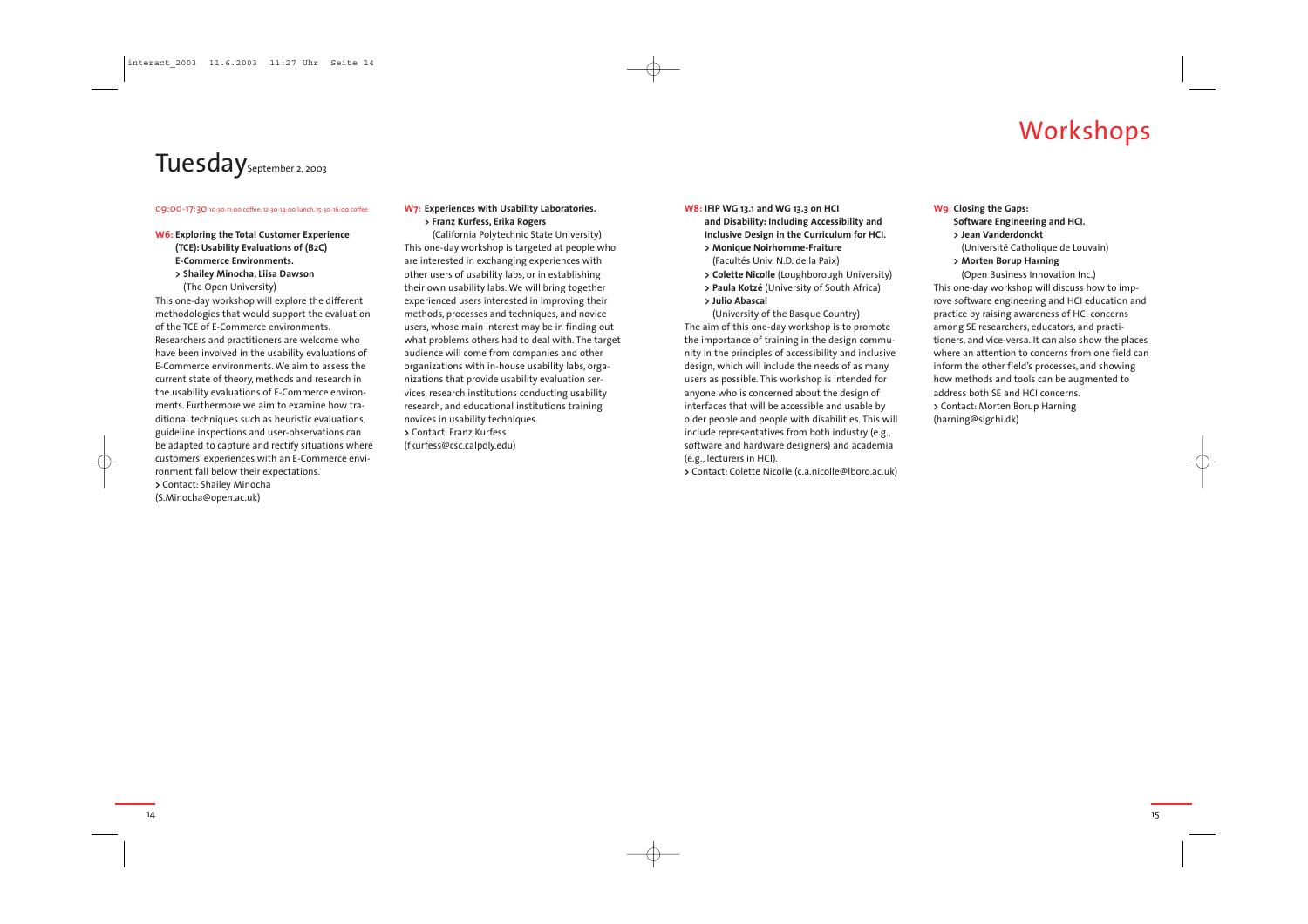# Workshops

## Tuesday September 2, 2003

09:00-17:30 10:30-11:00 coffee, 12:30-14:00 lunch, 15:30-16:00 coffee

**W6: Exploring the Total Customer Experience (TCE): Usability Evaluations of (B2C) E-Commerce Environments.**
**> Shailey Minocha, Liisa Dawson**
(The Open University)

This one-day workshop will explore the different methodologies that would support the evaluation of the TCE of E-Commerce environments. Researchers and practitioners are welcome who have been involved in the usability evaluations of E-Commerce environments. We aim to assess the current state of theory, methods and research in the usability evaluations of E-Commerce environments. Furthermore we aim to examine how traditional techniques such as heuristic evaluations, guideline inspections and user-observations can be adapted to capture and rectify situations where customers' experiences with an E-Commerce environment fall below their expectations.
> Contact: Shailey Minocha (S.Minocha@open.ac.uk)

**W7: Experiences with Usability Laboratories.**
**> Franz Kurfess, Erika Rogers**
(California Polytechnic State University)

This one-day workshop is targeted at people who are interested in exchanging experiences with other users of usability labs, or in establishing their own usability labs. We will bring together experienced users interested in improving their methods, processes and techniques, and novice users, whose main interest may be in finding out what problems others had to deal with. The target audience will come from companies and other organizations with in-house usability labs, organizations that provide usability evaluation services, research institutions conducting usability research, and educational institutions training novices in usability techniques.
> Contact: Franz Kurfess (fkurfess@csc.calpoly.edu)

**W8: IFIP WG 13.1 and WG 13.3 on HCI and Disability: Including Accessibility and Inclusive Design in the Curriculum for HCI.**
**> Monique Noirhomme-Fraiture** (Facultés Univ. N.D. de la Paix)
**> Colette Nicolle** (Loughborough University)
**> Paula Kotzé** (University of South Africa)
**> Julio Abascal** (University of the Basque Country)

The aim of this one-day workshop is to promote the importance of training in the design community in the principles of accessibility and inclusive design, which will include the needs of as many users as possible. This workshop is intended for anyone who is concerned about the design of interfaces that will be accessible and usable by older people and people with disabilities. This will include representatives from both industry (e.g., software and hardware designers) and academia (e.g., lecturers in HCI).
> Contact: Colette Nicolle (c.a.nicolle@lboro.ac.uk)

**W9: Closing the Gaps: Software Engineering and HCI.**
**> Jean Vanderdonckt** (Université Catholique de Louvain)
**> Morten Borup Harning** (Open Business Innovation Inc.)

This one-day workshop will discuss how to improve software engineering and HCI education and practice by raising awareness of HCI concerns among SE researchers, educators, and practitioners, and vice-versa. It can also show the places where an attention to concerns from one field can inform the other field's processes, and showing how methods and tools can be augmented to address both SE and HCI concerns.
> Contact: Morten Borup Harning (harning@sigchi.dk)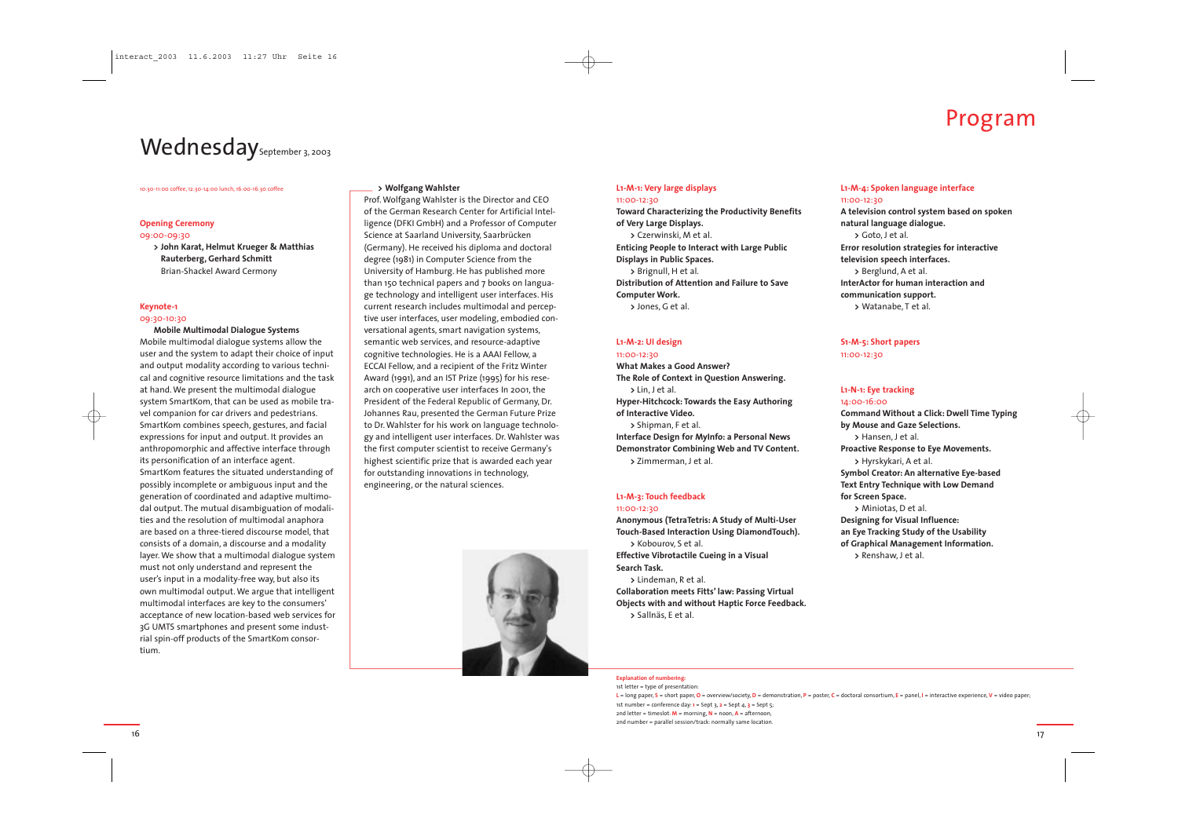# Program

## Wednesday September 3, 2003

10:30-11:00 coffee, 12:30-14:00 lunch, 16:00-16:30 coffee

**Opening Ceremony**
09:00-09:30

> **John Karat, Helmut Krueger & Matthias Rauterberg, Gerhard Schmitt**
> Brian-Shackel Award Cermony

**Keynote-1**
09:30-10:30

**Mobile Multimodal Dialogue Systems**

Mobile multimodal dialogue systems allow the user and the system to adapt their choice of input and output modality according to various technical and cognitive resource limitations and the task at hand. We present the multimodal dialogue system SmartKom, that can be used as mobile travel companion for car drivers and pedestrians. SmartKom combines speech, gestures, and facial expressions for input and output. It provides an anthropomorphic and affective interface through its personification of an interface agent. SmartKom features the situated understanding of possibly incomplete or ambiguous input and the generation of coordinated and adaptive multimodal output. The mutual disambiguation of modalities and the resolution of multimodal anaphora are based on a three-tiered discourse model, that consists of a domain, a discourse and a modality layer. We show that a multimodal dialogue system must not only understand and represent the user's input in a modality-free way, but also its own multimodal output. We argue that intelligent multimodal interfaces are key to the consumers' acceptance of new location-based web services for 3G UMTS smartphones and present some industrial spin-off products of the SmartKom consortium.

> **Wolfgang Wahlster**

Prof. Wolfgang Wahlster is the Director and CEO of the German Research Center for Artificial Intelligence (DFKI GmbH) and a Professor of Computer Science at Saarland University, Saarbrücken (Germany). He received his diploma and doctoral degree (1981) in Computer Science from the University of Hamburg. He has published more than 150 technical papers and 7 books on language technology and intelligent user interfaces. His current research includes multimodal and perceptive user interfaces, user modeling, embodied conversational agents, smart navigation systems, semantic web services, and resource-adaptive cognitive technologies. He is a AAAI Fellow, a ECCAI Fellow, and a recipient of the Fritz Winter Award (1991), and an IST Prize (1995) for his research on cooperative user interfaces In 2001, the President of the Federal Republic of Germany, Dr. Johannes Rau, presented the German Future Prize to Dr. Wahlster for his work on language technology and intelligent user interfaces. Dr. Wahlster was the first computer scientist to receive Germany's highest scientific prize that is awarded each year for outstanding innovations in technology, engineering, or the natural sciences.

**L1-M-1: Very large displays**
11:00-12:30

**Toward Characterizing the Productivity Benefits of Very Large Displays.**
> Czerwinski, M et al.

**Enticing People to Interact with Large Public Displays in Public Spaces.**
> Brignull, H et al.

**Distribution of Attention and Failure to Save Computer Work.**
> Jones, G et al.

**L1-M-2: UI design**
11:00-12:30

**What Makes a Good Answer? The Role of Context in Question Answering.**
> Lin, J et al.

**Hyper-Hitchcock: Towards the Easy Authoring of Interactive Video.**
> Shipman, F et al.

**Interface Design for MyInfo: a Personal News Demonstrator Combining Web and TV Content.**
> Zimmerman, J et al.

**L1-M-3: Touch feedback**
11:00-12:30

**Anonymous (TetraTetris: A Study of Multi-User Touch-Based Interaction Using DiamondTouch).**
> Kobourov, S et al.

**Effective Vibrotactile Cueing in a Visual Search Task.**
> Lindeman, R et al.

**Collaboration meets Fitts' law: Passing Virtual Objects with and without Haptic Force Feedback.**
> Sallnäs, E et al.

**L1-M-4: Spoken language interface**
11:00-12:30

**A television control system based on spoken natural language dialogue.**
> Goto, J et al.

**Error resolution strategies for interactive television speech interfaces.**
> Berglund, A et al.

**InterActor for human interaction and communication support.**
> Watanabe, T et al.

**S1-M-5: Short papers**
11:00-12:30

**L1-N-1: Eye tracking**
14:00-16:00

**Command Without a Click: Dwell Time Typing by Mouse and Gaze Selections.**
> Hansen, J et al.

**Proactive Response to Eye Movements.**
> Hyrskykari, A et al.

**Symbol Creator: An alternative Eye-based Text Entry Technique with Low Demand for Screen Space.**
> Miniotas, D et al.

**Designing for Visual Influence: an Eye Tracking Study of the Usability of Graphical Management Information.**
> Renshaw, J et al.

**Explanation of numbering:**
1st letter = type of presentation:
L = long paper, S = short paper, O = overview/society, D = demonstration, P = poster, C = doctoral consortium, E = panel, I = interactive experience, V = video paper;
1st number = conference day: 1 = Sept 3, 2 = Sept 4, 3 = Sept 5;
2nd letter = timeslot: M = morning, N = noon, A = afternoon;
2nd number = parallel session/track: normally same location.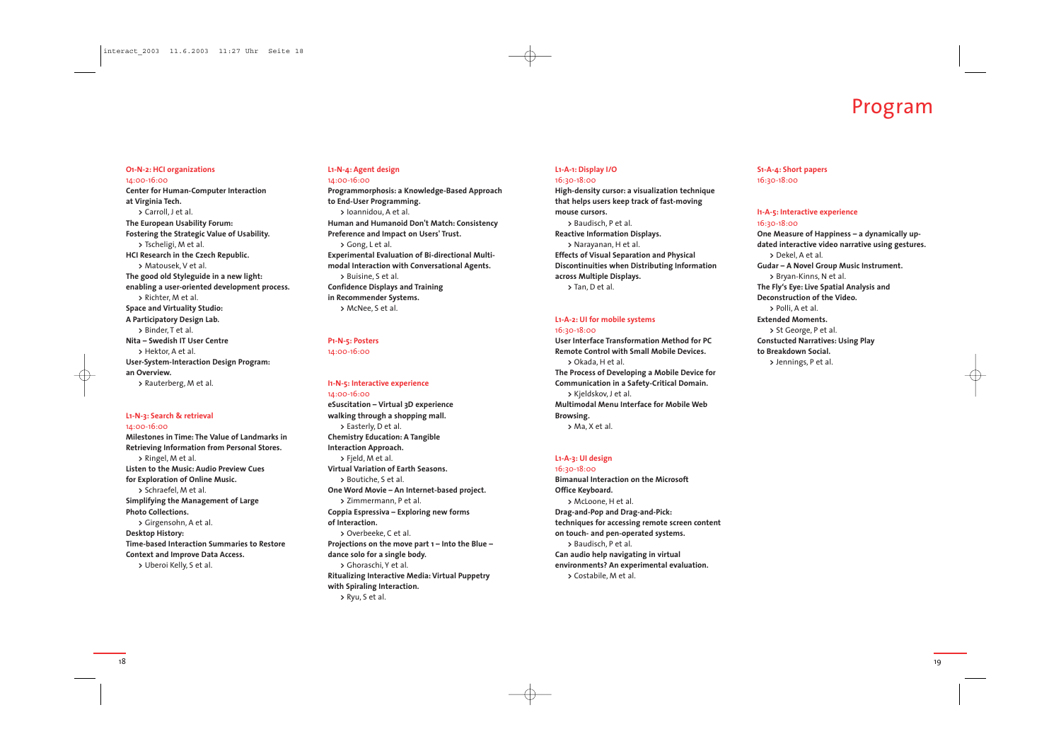# Program

**O1-N-2: HCI organizations**
14:00-16:00

**Center for Human-Computer Interaction at Virginia Tech.**
> Carroll, J et al.

**The European Usability Forum: Fostering the Strategic Value of Usability.**
> Tscheligi, M et al.

**HCI Research in the Czech Republic.**
> Matousek, V et al.

**The good old Styleguide in a new light: enabling a user-oriented development process.**
> Richter, M et al.

**Space and Virtuality Studio: A Participatory Design Lab.**
> Binder, T et al.

**Nita – Swedish IT User Centre**
> Hektor, A et al.

**User-System-Interaction Design Program: an Overview.**
> Rauterberg, M et al.

**L1-N-3: Search & retrieval**
14:00-16:00

**Milestones in Time: The Value of Landmarks in Retrieving Information from Personal Stores.**
> Ringel, M et al.

**Listen to the Music: Audio Preview Cues for Exploration of Online Music.**
> Schraefel, M et al.

**Simplifying the Management of Large Photo Collections.**
> Girgensohn, A et al.

**Desktop History: Time-based Interaction Summaries to Restore Context and Improve Data Access.**
> Uberoi Kelly, S et al.

**L1-N-4: Agent design**
14:00-16:00

**Programmorphosis: a Knowledge-Based Approach to End-User Programming.**
> Ioannidou, A et al.

**Human and Humanoid Don't Match: Consistency Preference and Impact on Users' Trust.**
> Gong, L et al.

**Experimental Evaluation of Bi-directional Multimodal Interaction with Conversational Agents.**
> Buisine, S et al.

**Confidence Displays and Training in Recommender Systems.**
> McNee, S et al.

**P1-N-5: Posters**
14:00-16:00

**I1-N-5: Interactive experience**
14:00-16:00

**eSuscitation – Virtual 3D experience walking through a shopping mall.**
> Easterly, D et al.

**Chemistry Education: A Tangible Interaction Approach.**
> Fjeld, M et al.

**Virtual Variation of Earth Seasons.**
> Boutiche, S et al.

**One Word Movie – An Internet-based project.**
> Zimmermann, P et al.

**Coppia Espressiva – Exploring new forms of Interaction.**
> Overbeeke, C et al.

**Projections on the move part 1 – Into the Blue – dance solo for a single body.**
> Ghoraschi, Y et al.

**Ritualizing Interactive Media: Virtual Puppetry with Spiraling Interaction.**
> Ryu, S et al.

**L1-A-1: Display I/O**
16:30-18:00

**High-density cursor: a visualization technique that helps users keep track of fast-moving mouse cursors.**
> Baudisch, P et al.

**Reactive Information Displays.**
> Narayanan, H et al.

**Effects of Visual Separation and Physical Discontinuities when Distributing Information across Multiple Displays.**
> Tan, D et al.

**L1-A-2: UI for mobile systems**
16:30-18:00

**User Interface Transformation Method for PC Remote Control with Small Mobile Devices.**
> Okada, H et al.

**The Process of Developing a Mobile Device for Communication in a Safety-Critical Domain.**
> Kjeldskov, J et al.

**Multimodal Menu Interface for Mobile Web Browsing.**
> Ma, X et al.

**L1-A-3: UI design**
16:30-18:00

**Bimanual Interaction on the Microsoft Office Keyboard.**
> McLoone, H et al.

**Drag-and-Pop and Drag-and-Pick: techniques for accessing remote screen content on touch- and pen-operated systems.**
> Baudisch, P et al.

**Can audio help navigating in virtual environments? An experimental evaluation.**
> Costabile, M et al.

**S1-A-4: Short papers**
16:30-18:00

**I1-A-5: Interactive experience**
16:30-18:00

**One Measure of Happiness – a dynamically updated interactive video narrative using gestures.**
> Dekel, A et al.

**Gudar – A Novel Group Music Instrument.**
> Bryan-Kinns, N et al.

**The Fly's Eye: Live Spatial Analysis and Deconstruction of the Video.**
> Polli, A et al.

**Extended Moments.**
> St George, P et al.

**Constucted Narratives: Using Play to Breakdown Social.**
> Jennings, P et al.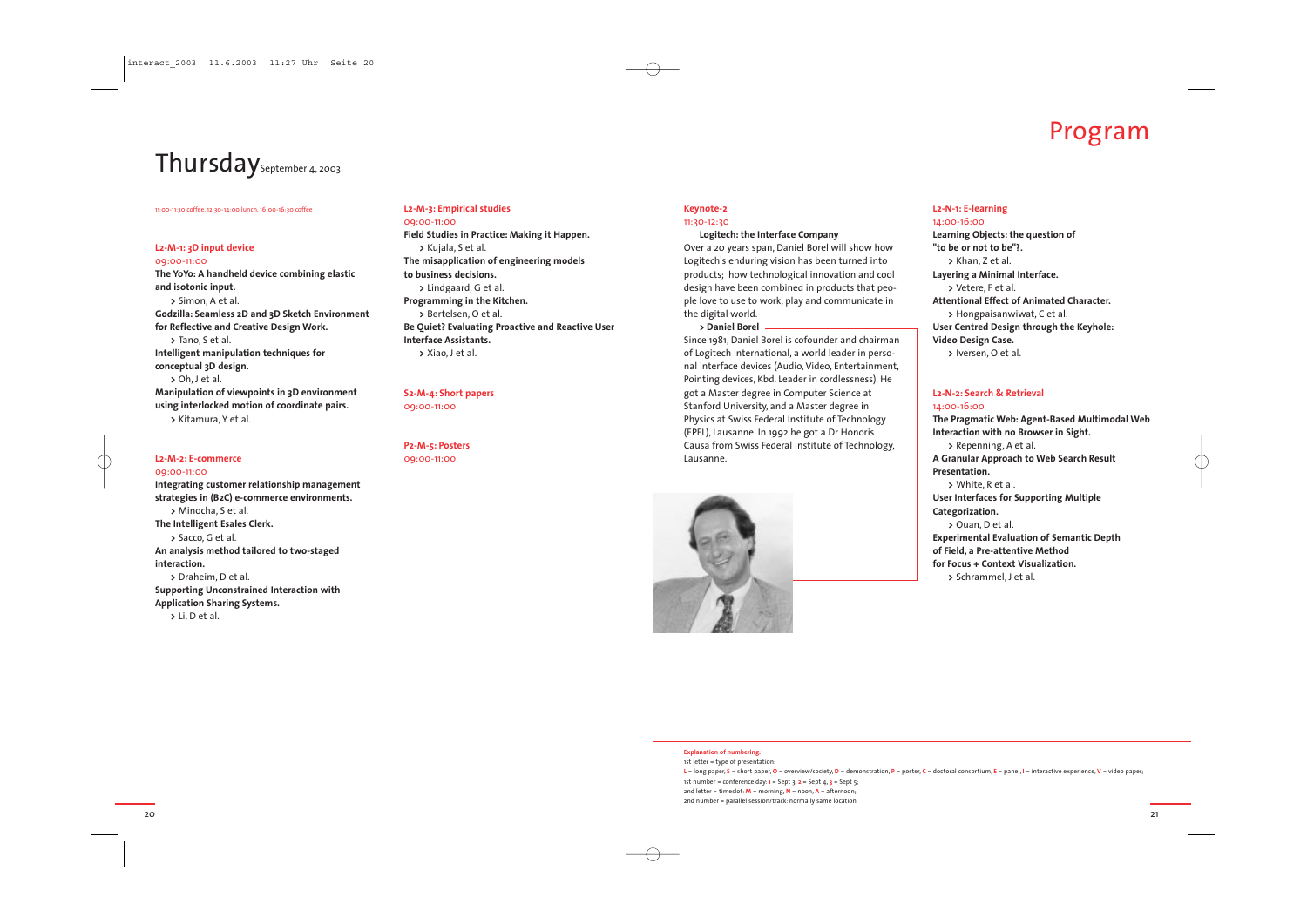# Thursday September 4, 2003

# Program

11:00-11:30 coffee, 12:30-14:00 lunch, 16:00-16:30 coffee

**L2-M-1: 3D input device**
09:00-11:00

**The YoYo: A handheld device combining elastic and isotonic input.**
> Simon, A et al.

**Godzilla: Seamless 2D and 3D Sketch Environment for Reflective and Creative Design Work.**
> Tano, S et al.

**Intelligent manipulation techniques for conceptual 3D design.**
> Oh, J et al.

**Manipulation of viewpoints in 3D environment using interlocked motion of coordinate pairs.**
> Kitamura, Y et al.

**L2-M-2: E-commerce**
09:00-11:00

**Integrating customer relationship management strategies in (B2C) e-commerce environments.**
> Minocha, S et al.

**The Intelligent Esales Clerk.**
> Sacco, G et al.

**An analysis method tailored to two-staged interaction.**
> Draheim, D et al.

**Supporting Unconstrained Interaction with Application Sharing Systems.**
> Li, D et al.

**L2-M-3: Empirical studies**
09:00-11:00

**Field Studies in Practice: Making it Happen.**
> Kujala, S et al.

**The misapplication of engineering models to business decisions.**
> Lindgaard, G et al.

**Programming in the Kitchen.**
> Bertelsen, O et al.

**Be Quiet? Evaluating Proactive and Reactive User Interface Assistants.**
> Xiao, J et al.

**S2-M-4: Short papers**
09:00-11:00

**P2-M-5: Posters**
09:00-11:00

**Keynote-2**
11:30-12:30

**Logitech: the Interface Company**

Over a 20 years span, Daniel Borel will show how Logitech's enduring vision has been turned into products; how technological innovation and cool design have been combined in products that people love to use to work, play and communicate in the digital world.

> **Daniel Borel**

Since 1981, Daniel Borel is cofounder and chairman of Logitech International, a world leader in personal interface devices (Audio, Video, Entertainment, Pointing devices, Kbd. Leader in cordlessness). He got a Master degree in Computer Science at Stanford University, and a Master degree in Physics at Swiss Federal Institute of Technology (EPFL), Lausanne. In 1992 he got a Dr Honoris Causa from Swiss Federal Institute of Technology, Lausanne.

**L2-N-1: E-learning**
14:00-16:00

**Learning Objects: the question of "to be or not to be"?.**
> Khan, Z et al.

**Layering a Minimal Interface.**
> Vetere, F et al.

**Attentional Effect of Animated Character.**
> Hongpaisanwiwat, C et al.

**User Centred Design through the Keyhole: Video Design Case.**
> Iversen, O et al.

**L2-N-2: Search & Retrieval**
14:00-16:00

**The Pragmatic Web: Agent-Based Multimodal Web Interaction with no Browser in Sight.**
> Repenning, A et al.

**A Granular Approach to Web Search Result Presentation.**
> White, R et al.

**User Interfaces for Supporting Multiple Categorization.**
> Quan, D et al.

**Experimental Evaluation of Semantic Depth of Field, a Pre-attentive Method for Focus + Context Visualization.**
> Schrammel, J et al.

**Explanation of numbering:**
1st letter = type of presentation:
L = long paper, S = short paper, O = overview/society, D = demonstration, P = poster, C = doctoral consortium, E = panel, I = interactive experience, V = video paper;
1st number = conference day: 1 = Sept 3, 2 = Sept 4, 3 = Sept 5;
2nd letter = timeslot: M = morning, N = noon, A = afternoon;
2nd number = parallel session/track: normally same location.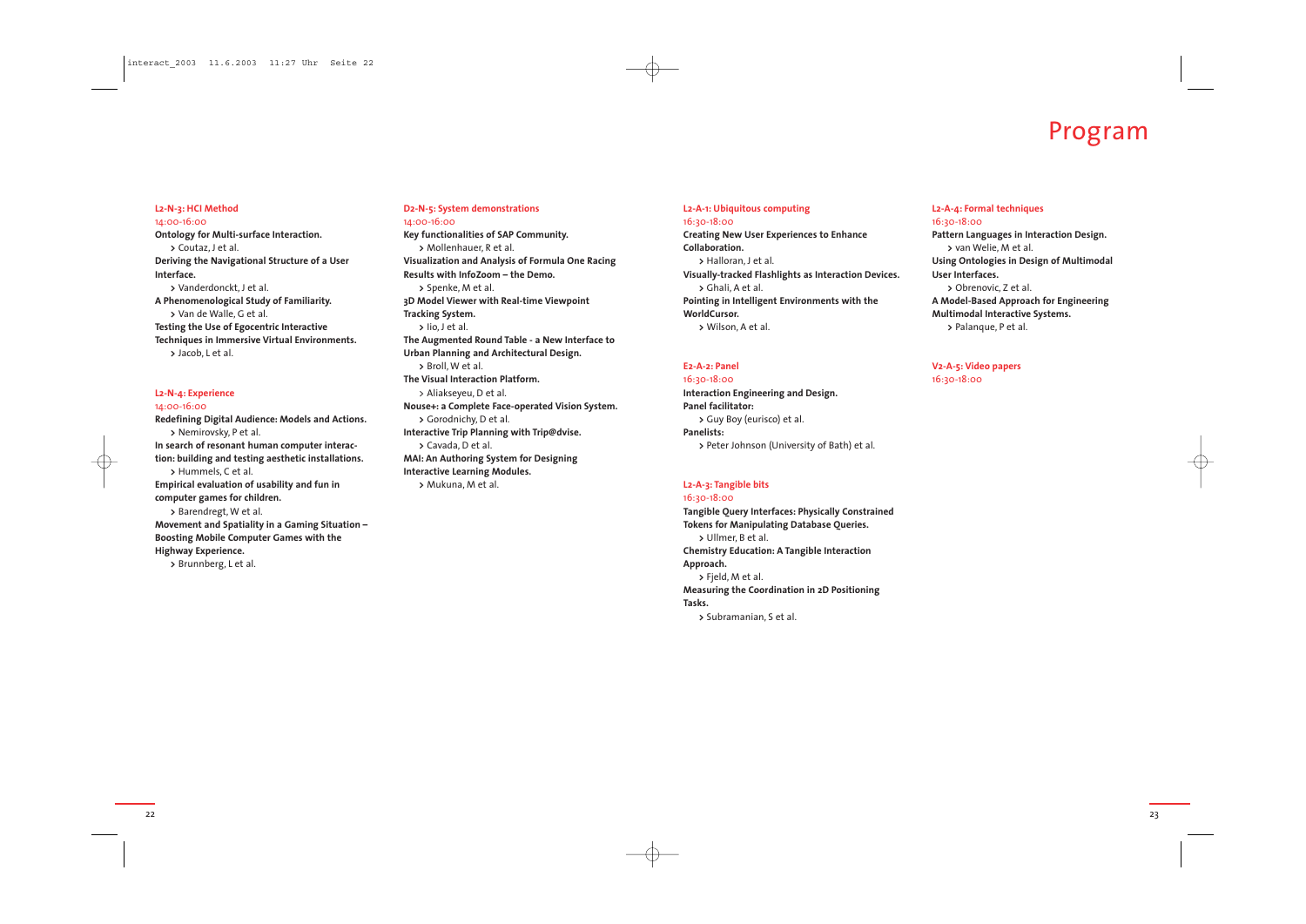# Program

**L2-N-3: HCI Method**
14:00-16:00

**Ontology for Multi-surface Interaction.**
> Coutaz, J et al.

**Deriving the Navigational Structure of a User Interface.**
> Vanderdonckt, J et al.

**A Phenomenological Study of Familiarity.**
> Van de Walle, G et al.

**Testing the Use of Egocentric Interactive Techniques in Immersive Virtual Environments.**
> Jacob, L et al.

**L2-N-4: Experience**
14:00-16:00

**Redefining Digital Audience: Models and Actions.**
> Nemirovsky, P et al.

**In search of resonant human computer interaction: building and testing aesthetic installations.**
> Hummels, C et al.

**Empirical evaluation of usability and fun in computer games for children.**
> Barendregt, W et al.

**Movement and Spatiality in a Gaming Situation – Boosting Mobile Computer Games with the Highway Experience.**
> Brunnberg, L et al.

**D2-N-5: System demonstrations**
14:00-16:00

**Key functionalities of SAP Community.**
> Mollenhauer, R et al.

**Visualization and Analysis of Formula One Racing Results with InfoZoom – the Demo.**
> Spenke, M et al.

**3D Model Viewer with Real-time Viewpoint Tracking System.**
> Iio, J et al.

**The Augmented Round Table - a New Interface to Urban Planning and Architectural Design.**
> Broll, W et al.

**The Visual Interaction Platform.**
> Aliakseyeu, D et al.

**Nouse+: a Complete Face-operated Vision System.**
> Gorodnichy, D et al.

**Interactive Trip Planning with Trip@dvise.**
> Cavada, D et al.

**MAI: An Authoring System for Designing Interactive Learning Modules.**
> Mukuna, M et al.

**L2-A-1: Ubiquitous computing**
16:30-18:00

**Creating New User Experiences to Enhance Collaboration.**
> Halloran, J et al.

**Visually-tracked Flashlights as Interaction Devices.**
> Ghali, A et al.

**Pointing in Intelligent Environments with the WorldCursor.**
> Wilson, A et al.

**E2-A-2: Panel**
16:30-18:00

**Interaction Engineering and Design.**
**Panel facilitator:**
> Guy Boy (eurisco) et al.

**Panelists:**
> Peter Johnson (University of Bath) et al.

**L2-A-3: Tangible bits**
16:30-18:00

**Tangible Query Interfaces: Physically Constrained Tokens for Manipulating Database Queries.**
> Ullmer, B et al.

**Chemistry Education: A Tangible Interaction Approach.**
> Fjeld, M et al.

**Measuring the Coordination in 2D Positioning Tasks.**
> Subramanian, S et al.

**L2-A-4: Formal techniques**
16:30-18:00

**Pattern Languages in Interaction Design.**
> van Welie, M et al.

**Using Ontologies in Design of Multimodal User Interfaces.**
> Obrenovic, Z et al.

**A Model-Based Approach for Engineering Multimodal Interactive Systems.**
> Palanque, P et al.

**V2-A-5: Video papers**
16:30-18:00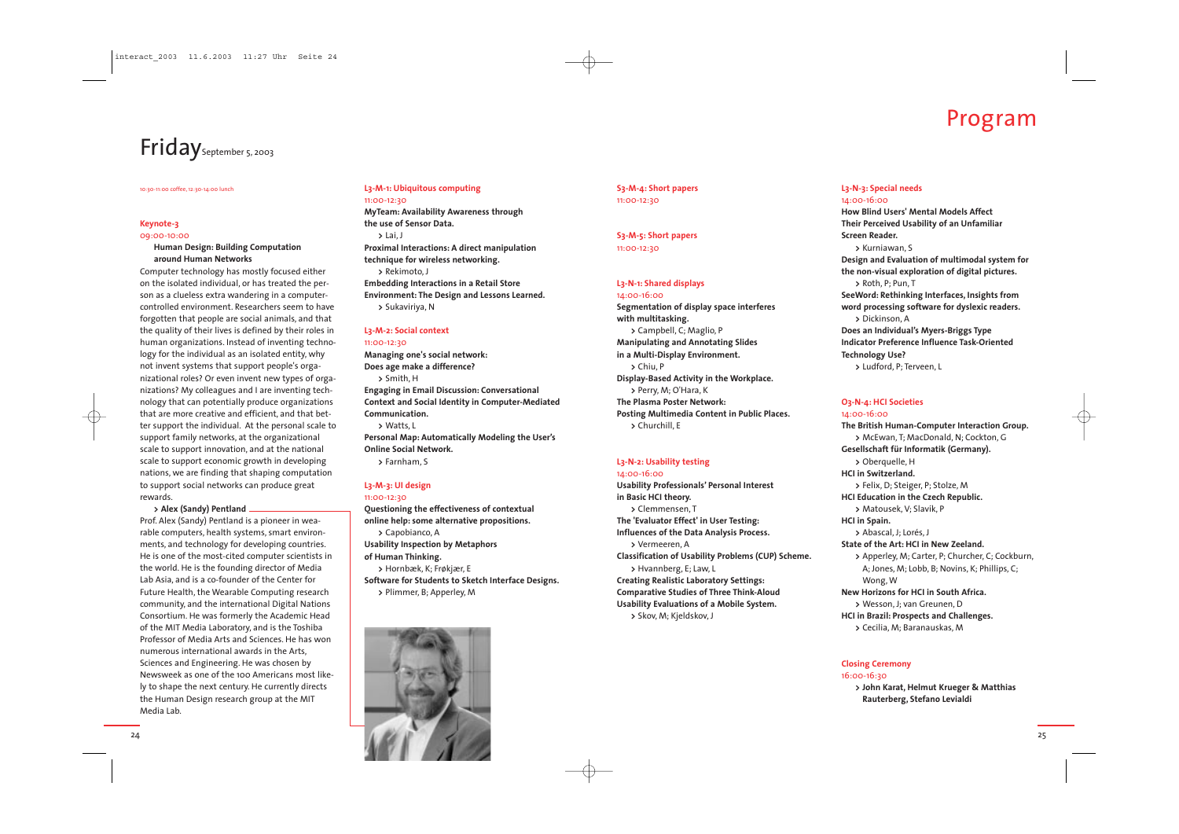# Program

## Friday September 5, 2003

10:30-11:00 coffee, 12:30-14:00 lunch

### Keynote-3
09:00-10:00

**Human Design: Building Computation around Human Networks**

Computer technology has mostly focused either on the isolated individual, or has treated the person as a clueless extra wandering in a computer-controlled environment. Researchers seem to have forgotten that people are social animals, and that the quality of their lives is defined by their roles in human organizations. Instead of inventing technology for the individual as an isolated entity, why not invent systems that support people's organizational roles? Or even invent new types of organizations? My colleagues and I are inventing technology that can potentially produce organizations that are more creative and efficient, and that better support the individual. At the personal scale to support family networks, at the organizational scale to support innovation, and at the national scale to support economic growth in developing nations, we are finding that shaping computation to support social networks can produce great rewards.

> **Alex (Sandy) Pentland**

Prof. Alex (Sandy) Pentland is a pioneer in wearable computers, health systems, smart environments, and technology for developing countries. He is one of the most-cited computer scientists in the world. He is the founding director of Media Lab Asia, and is a co-founder of the Center for Future Health, the Wearable Computing research community, and the international Digital Nations Consortium. He was formerly the Academic Head of the MIT Media Laboratory, and is the Toshiba Professor of Media Arts and Sciences. He has won numerous international awards in the Arts, Sciences and Engineering. He was chosen by Newsweek as one of the 100 Americans most likely to shape the next century. He currently directs the Human Design research group at the MIT Media Lab.

### L3-M-1: Ubiquitous computing
11:00-12:30

**MyTeam: Availability Awareness through the use of Sensor Data.**
> Lai, J

**Proximal Interactions: A direct manipulation technique for wireless networking.**
> Rekimoto, J

**Embedding Interactions in a Retail Store Environment: The Design and Lessons Learned.**
> Sukaviriya, N

### L3-M-2: Social context
11:00-12:30

**Managing one's social network: Does age make a difference?**
> Smith, H

**Engaging in Email Discussion: Conversational Context and Social Identity in Computer-Mediated Communication.**
> Watts, L

**Personal Map: Automatically Modeling the User's Online Social Network.**
> Farnham, S

### L3-M-3: UI design
11:00-12:30

**Questioning the effectiveness of contextual online help: some alternative propositions.**
> Capobianco, A

**Usability Inspection by Metaphors of Human Thinking.**
> Hornbæk, K; Frøkjær, E

**Software for Students to Sketch Interface Designs.**
> Plimmer, B; Apperley, M

### S3-M-4: Short papers
11:00-12:30

### S3-M-5: Short papers
11:00-12:30

### L3-N-1: Shared displays
14:00-16:00

**Segmentation of display space interferes with multitasking.**
> Campbell, C; Maglio, P

**Manipulating and Annotating Slides in a Multi-Display Environment.**
> Chiu, P

**Display-Based Activity in the Workplace.**
> Perry, M; O'Hara, K

**The Plasma Poster Network: Posting Multimedia Content in Public Places.**
> Churchill, E

### L3-N-2: Usability testing
14:00-16:00

**Usability Professionals' Personal Interest in Basic HCI theory.**
> Clemmensen, T

**The 'Evaluator Effect' in User Testing: Influences of the Data Analysis Process.**
> Vermeeren, A

**Classification of Usability Problems (CUP) Scheme.**
> Hvannberg, E; Law, L

**Creating Realistic Laboratory Settings: Comparative Studies of Three Think-Aloud Usability Evaluations of a Mobile System.**
> Skov, M; Kjeldskov, J

### L3-N-3: Special needs
14:00-16:00

**How Blind Users' Mental Models Affect Their Perceived Usability of an Unfamiliar Screen Reader.**
> Kurniawan, S

**Design and Evaluation of multimodal system for the non-visual exploration of digital pictures.**
> Roth, P; Pun, T

**SeeWord: Rethinking Interfaces, Insights from word processing software for dyslexic readers.**
> Dickinson, A

**Does an Individual's Myers-Briggs Type Indicator Preference Influence Task-Oriented Technology Use?**
> Ludford, P; Terveen, L

### O3-N-4: HCI Societies
14:00-16:00

**The British Human-Computer Interaction Group.**
> McEwan, T; MacDonald, N; Cockton, G

**Gesellschaft für Informatik (Germany).**
> Oberquelle, H

**HCI in Switzerland.**
> Felix, D; Steiger, P; Stolze, M

**HCI Education in the Czech Republic.**
> Matousek, V; Slavik, P

**HCI in Spain.**
> Abascal, J; Lorés, J

**State of the Art: HCI in New Zealand.**
> Apperley, M; Carter, P; Churcher, C; Cockburn, A; Jones, M; Lobb, B; Novins, K; Phillips, C; Wong, W

**New Horizons for HCI in South Africa.**
> Wesson, J; van Greunen, D

**HCI in Brazil: Prospects and Challenges.**
> Cecília, M; Baranauskas, M

### Closing Ceremony
16:00-16:30

> **John Karat, Helmut Krueger & Matthias Rauterberg, Stefano Levialdi**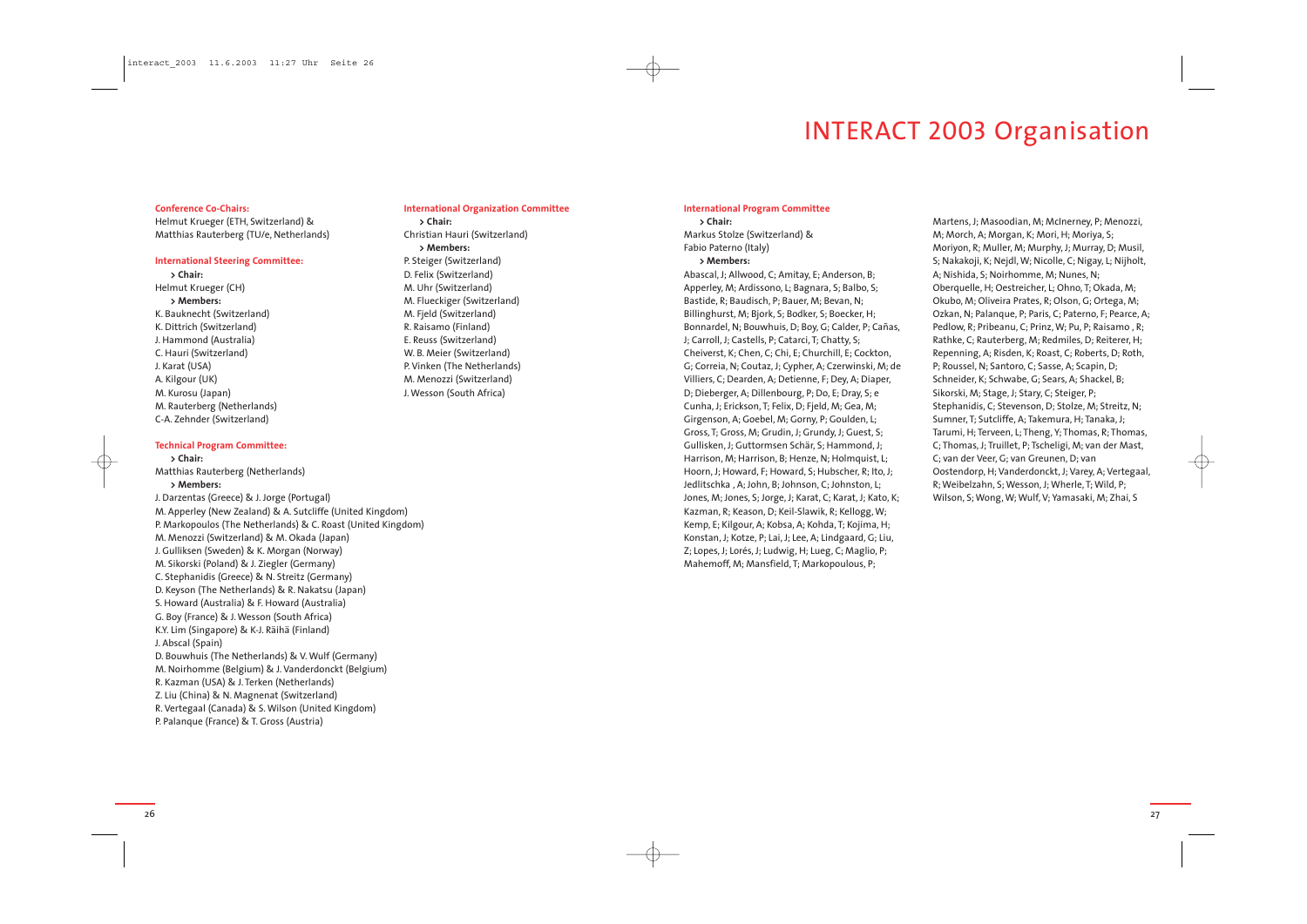# INTERACT 2003 Organisation

**Conference Co-Chairs:**
Helmut Krueger (ETH, Switzerland) &
Matthias Rauterberg (TU/e, Netherlands)

**International Steering Committee:**

> **Chair:**

Helmut Krueger (CH)

> **Members:**

K. Bauknecht (Switzerland)
K. Dittrich (Switzerland)
J. Hammond (Australia)
C. Hauri (Switzerland)
J. Karat (USA)
A. Kilgour (UK)
M. Kurosu (Japan)
M. Rauterberg (Netherlands)
C-A. Zehnder (Switzerland)

**Technical Program Committee:**

> **Chair:**

Matthias Rauterberg (Netherlands)

> **Members:**

J. Darzentas (Greece) & J. Jorge (Portugal)
M. Apperley (New Zealand) & A. Sutcliffe (United Kingdom)
P. Markopoulos (The Netherlands) & C. Roast (United Kingdom)
M. Menozzi (Switzerland) & M. Okada (Japan)
J. Gulliksen (Sweden) & K. Morgan (Norway)
M. Sikorski (Poland) & J. Ziegler (Germany)
C. Stephanidis (Greece) & N. Streitz (Germany)
D. Keyson (The Netherlands) & R. Nakatsu (Japan)
S. Howard (Australia) & F. Howard (Australia)
G. Boy (France) & J. Wesson (South Africa)
K.Y. Lim (Singapore) & K-J. Räihä (Finland)
J. Abscal (Spain)
D. Bouwhuis (The Netherlands) & V. Wulf (Germany)
M. Noirhomme (Belgium) & J. Vanderdonckt (Belgium)
R. Kazman (USA) & J. Terken (Netherlands)
Z. Liu (China) & N. Magnenat (Switzerland)
R. Vertegaal (Canada) & S. Wilson (United Kingdom)
P. Palanque (France) & T. Gross (Austria)

**International Organization Committee**

> **Chair:**

Christian Hauri (Switzerland)

> **Members:**

P. Steiger (Switzerland)
D. Felix (Switzerland)
M. Uhr (Switzerland)
M. Flueckiger (Switzerland)
M. Fjeld (Switzerland)
R. Raisamo (Finland)
E. Reuss (Switzerland)
W. B. Meier (Switzerland)
P. Vinken (The Netherlands)
M. Menozzi (Switzerland)
J. Wesson (South Africa)

**International Program Committee**

> **Chair:**

Markus Stolze (Switzerland) &
Fabio Paterno (Italy)

> **Members:**

Abascal, J; Allwood, C; Amitay, E; Anderson, B; Apperley, M; Ardissono, L; Bagnara, S; Balbo, S; Bastide, R; Baudisch, P; Bauer, M; Bevan, N; Billinghurst, M; Bjork, S; Bodker, S; Boecker, H; Bonnardel, N; Bouwhuis, D; Boy, G; Calder, P; Cañas, J; Carroll, J; Castells, P; Catarci, T; Chatty, S; Cheiverst, K; Chen, C; Chi, E; Churchill, E; Cockton, G; Correia, N; Coutaz, J; Cypher, A; Czerwinski, M; de Villiers, C; Dearden, A; Detienne, F; Dey, A; Diaper, D; Dieberger, A; Dillenbourg, P; Do, E; Dray, S; e Cunha, J; Erickson, T; Felix, D; Fjeld, M; Gea, M; Girgenson, A; Goebel, M; Gorny, P; Goulden, L; Gross, T; Gross, M; Grudin, J; Grundy, J; Guest, S; Gullisken, J; Guttormsen Schär, S; Hammond, J; Harrison, M; Harrison, B; Henze, N; Holmquist, L; Hoorn, J; Howard, F; Howard, S; Hubscher, R; Ito, J; Jedlitschka , A; John, B; Johnson, C; Johnston, L; Jones, M; Jones, S; Jorge, J; Karat, C; Karat, J; Kato, K; Kazman, R; Keason, D; Keil-Slawik, R; Kellogg, W; Kemp, E; Kilgour, A; Kobsa, A; Kohda, T; Kojima, H; Konstan, J; Kotze, P; Lai, J; Lee, A; Lindgaard, G; Liu, Z; Lopes, J; Lorés, J; Ludwig, H; Lueg, C; Maglio, P; Mahemoff, M; Mansfield, T; Markopoulous, P; Martens, J; Masoodian, M; McInerney, P; Menozzi, M; Morch, A; Morgan, K; Mori, H; Moriya, S; Moriyon, R; Muller, M; Murphy, J; Murray, D; Musil, S; Nakakoji, K; Nejdl, W; Nicolle, C; Nigay, L; Nijholt, A; Nishida, S; Noirhomme, M; Nunes, N; Oberquelle, H; Oestreicher, L; Ohno, T; Okada, M; Okubo, M; Oliveira Prates, R; Olson, G; Ortega, M; Ozkan, N; Palanque, P; Paris, C; Paterno, F; Pearce, A; Pedlow, R; Pribeanu, C; Prinz, W; Pu, P; Raisamo , R; Rathke, C; Rauterberg, M; Redmiles, D; Reiterer, H; Repenning, A; Risden, K; Roast, C; Roberts, D; Roth, P; Roussel, N; Santoro, C; Sasse, A; Scapin, D; Schneider, K; Schwabe, G; Sears, A; Shackel, B; Sikorski, M; Stage, J; Stary, C; Steiger, P; Stephanidis, C; Stevenson, D; Stolze, M; Streitz, N; Sumner, T; Sutcliffe, A; Takemura, H; Tanaka, J; Tarumi, H; Terveen, L; Theng, Y; Thomas, R; Thomas, C; Thomas, J; Truillet, P; Tscheligi, M; van der Mast, C; van der Veer, G; van Greunen, D; van Oostendorp, H; Vanderdonckt, J; Varey, A; Vertegaal, R; Weibelzahn, S; Wesson, J; Wherle, T; Wild, P; Wilson, S; Wong, W; Wulf, V; Yamasaki, M; Zhai, S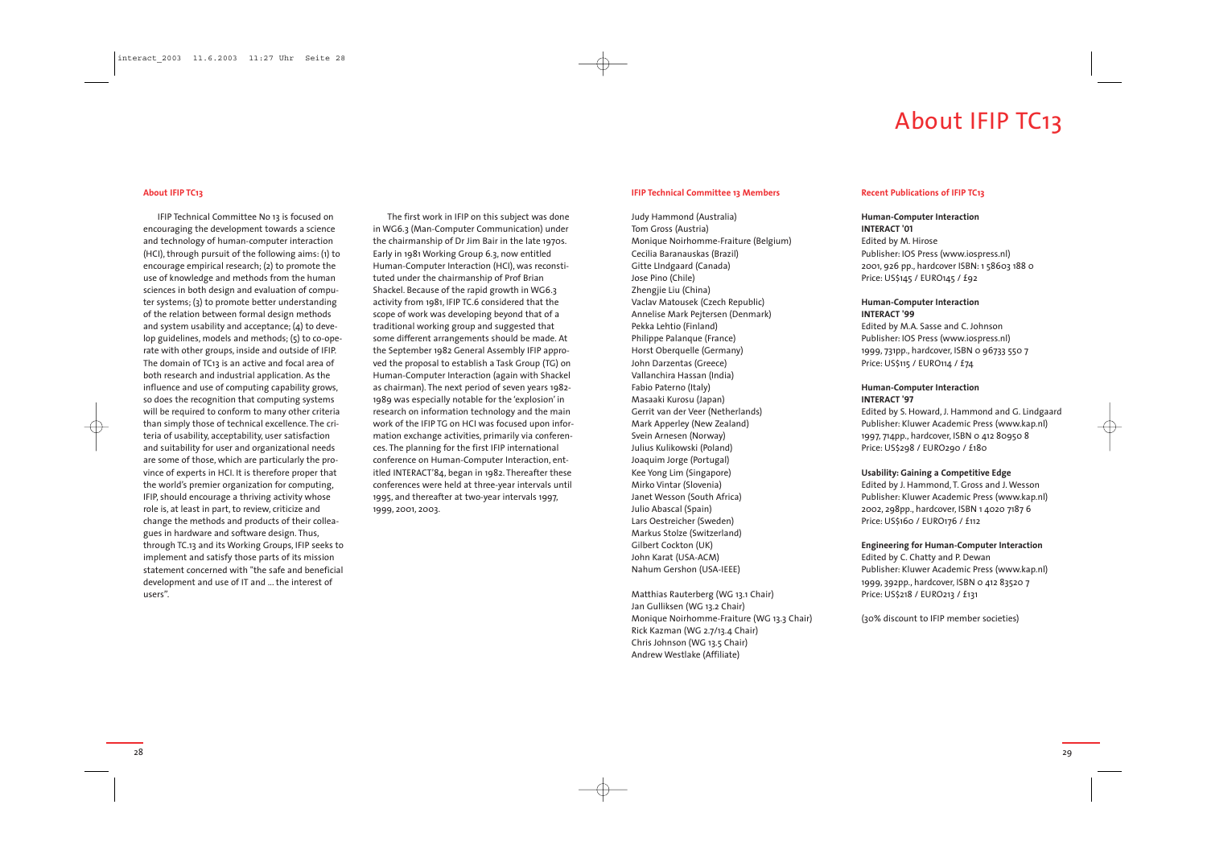# About IFIP TC13

## About IFIP TC13

IFIP Technical Committee No 13 is focused on encouraging the development towards a science and technology of human-computer interaction (HCI), through pursuit of the following aims: (1) to encourage empirical research; (2) to promote the use of knowledge and methods from the human sciences in both design and evaluation of computer systems; (3) to promote better understanding of the relation between formal design methods and system usability and acceptance; (4) to develop guidelines, models and methods; (5) to co-operate with other groups, inside and outside of IFIP. The domain of TC13 is an active and focal area of both research and industrial application. As the influence and use of computing capability grows, so does the recognition that computing systems will be required to conform to many other criteria than simply those of technical excellence. The criteria of usability, acceptability, user satisfaction and suitability for user and organizational needs are some of those, which are particularly the province of experts in HCI. It is therefore proper that the world's premier organization for computing, IFIP, should encourage a thriving activity whose role is, at least in part, to review, criticize and change the methods and products of their colleagues in hardware and software design. Thus, through TC.13 and its Working Groups, IFIP seeks to implement and satisfy those parts of its mission statement concerned with "the safe and beneficial development and use of IT and ... the interest of users".

The first work in IFIP on this subject was done in WG6.3 (Man-Computer Communication) under the chairmanship of Dr Jim Bair in the late 1970s. Early in 1981 Working Group 6.3, now entitled Human-Computer Interaction (HCI), was reconstituted under the chairmanship of Prof Brian Shackel. Because of the rapid growth in WG6.3 activity from 1981, IFIP TC.6 considered that the scope of work was developing beyond that of a traditional working group and suggested that some different arrangements should be made. At the September 1982 General Assembly IFIP approved the proposal to establish a Task Group (TG) on Human-Computer Interaction (again with Shackel as chairman). The next period of seven years 1982-1989 was especially notable for the 'explosion' in research on information technology and the main work of the IFIP TG on HCI was focused upon information exchange activities, primarily via conferences. The planning for the first IFIP international conference on Human-Computer Interaction, entitled INTERACT'84, began in 1982. Thereafter these conferences were held at three-year intervals until 1995, and thereafter at two-year intervals 1997, 1999, 2001, 2003.

## IFIP Technical Committee 13 Members

Judy Hammond (Australia)
Tom Gross (Austria)
Monique Noirhomme-Fraiture (Belgium)
Cecilia Baranauskas (Brazil)
Gitte LIndgaard (Canada)
Jose Pino (Chile)
Zhengjie Liu (China)
Vaclav Matousek (Czech Republic)
Annelise Mark Pejtersen (Denmark)
Pekka Lehtio (Finland)
Philippe Palanque (France)
Horst Oberquelle (Germany)
John Darzentas (Greece)
Vallanchira Hassan (India)
Fabio Paterno (Italy)
Masaaki Kurosu (Japan)
Gerrit van der Veer (Netherlands)
Mark Apperley (New Zealand)
Svein Arnesen (Norway)
Julius Kulikowski (Poland)
Joaquim Jorge (Portugal)
Kee Yong Lim (Singapore)
Mirko Vintar (Slovenia)
Janet Wesson (South Africa)
Julio Abascal (Spain)
Lars Oestreicher (Sweden)
Markus Stolze (Switzerland)
Gilbert Cockton (UK)
John Karat (USA-ACM)
Nahum Gershon (USA-IEEE)

Matthias Rauterberg (WG 13.1 Chair)
Jan Gulliksen (WG 13.2 Chair)
Monique Noirhomme-Fraiture (WG 13.3 Chair)
Rick Kazman (WG 2.7/13.4 Chair)
Chris Johnson (WG 13.5 Chair)
Andrew Westlake (Affiliate)

## Recent Publications of IFIP TC13

**Human-Computer Interaction**
**INTERACT '01**
Edited by M. Hirose
Publisher: IOS Press (www.iospress.nl)
2001, 926 pp., hardcover ISBN: 1 58603 188 0
Price: US$145 / EURO145 / £92

**Human-Computer Interaction**
**INTERACT '99**
Edited by M.A. Sasse and C. Johnson
Publisher: IOS Press (www.iospress.nl)
1999, 731pp., hardcover, ISBN 0 96733 550 7
Price: US$115 / EURO114 / £74

**Human-Computer Interaction**
**INTERACT '97**
Edited by S. Howard, J. Hammond and G. Lindgaard
Publisher: Kluwer Academic Press (www.kap.nl)
1997, 714pp., hardcover, ISBN 0 412 80950 8
Price: US$298 / EURO290 / £180

**Usability: Gaining a Competitive Edge**
Edited by J. Hammond, T. Gross and J. Wesson
Publisher: Kluwer Academic Press (www.kap.nl)
2002, 298pp., hardcover, ISBN 1 4020 7187 6
Price: US$160 / EURO176 / £112

**Engineering for Human-Computer Interaction**
Edited by C. Chatty and P. Dewan
Publisher: Kluwer Academic Press (www.kap.nl)
1999, 392pp., hardcover, ISBN 0 412 83520 7
Price: US$218 / EURO213 / £131

(30% discount to IFIP member societies)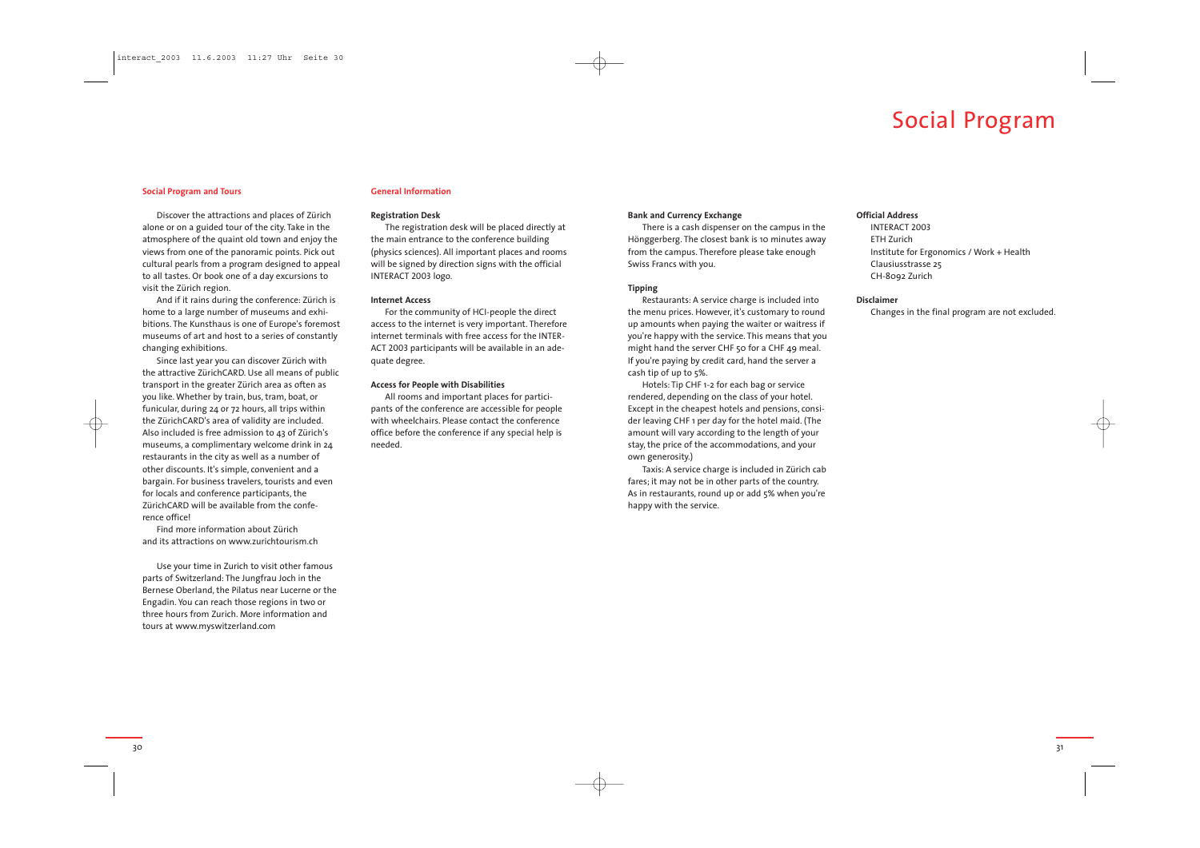# Social Program

## Social Program and Tours

Discover the attractions and places of Zürich alone or on a guided tour of the city. Take in the atmosphere of the quaint old town and enjoy the views from one of the panoramic points. Pick out cultural pearls from a program designed to appeal to all tastes. Or book one of a day excursions to visit the Zürich region.

And if it rains during the conference: Zürich is home to a large number of museums and exhibitions. The Kunsthaus is one of Europe's foremost museums of art and host to a series of constantly changing exhibitions.

Since last year you can discover Zürich with the attractive ZürichCARD. Use all means of public transport in the greater Zürich area as often as you like. Whether by train, bus, tram, boat, or funicular, during 24 or 72 hours, all trips within the ZürichCARD's area of validity are included. Also included is free admission to 43 of Zürich's museums, a complimentary welcome drink in 24 restaurants in the city as well as a number of other discounts. It's simple, convenient and a bargain. For business travelers, tourists and even for locals and conference participants, the ZürichCARD will be available from the conference office!

Find more information about Zürich and its attractions on www.zurichtourism.ch

Use your time in Zurich to visit other famous parts of Switzerland: The Jungfrau Joch in the Bernese Oberland, the Pilatus near Lucerne or the Engadin. You can reach those regions in two or three hours from Zurich. More information and tours at www.myswitzerland.com

## General Information

**Registration Desk**

The registration desk will be placed directly at the main entrance to the conference building (physics sciences). All important places and rooms will be signed by direction signs with the official INTERACT 2003 logo.

**Internet Access**

For the community of HCI-people the direct access to the internet is very important. Therefore internet terminals with free access for the INTERACT 2003 participants will be available in an adequate degree.

**Access for People with Disabilities**

All rooms and important places for participants of the conference are accessible for people with wheelchairs. Please contact the conference office before the conference if any special help is needed.

**Bank and Currency Exchange**

There is a cash dispenser on the campus in the Hönggerberg. The closest bank is 10 minutes away from the campus. Therefore please take enough Swiss Francs with you.

**Tipping**

Restaurants: A service charge is included into the menu prices. However, it's customary to round up amounts when paying the waiter or waitress if you're happy with the service. This means that you might hand the server CHF 50 for a CHF 49 meal. If you're paying by credit card, hand the server a cash tip of up to 5%.

Hotels: Tip CHF 1-2 for each bag or service rendered, depending on the class of your hotel. Except in the cheapest hotels and pensions, consider leaving CHF 1 per day for the hotel maid. (The amount will vary according to the length of your stay, the price of the accommodations, and your own generosity.)

Taxis: A service charge is included in Zürich cab fares; it may not be in other parts of the country. As in restaurants, round up or add 5% when you're happy with the service.

**Official Address**

INTERACT 2003
ETH Zurich
Institute for Ergonomics / Work + Health
Clausiusstrasse 25
CH-8092 Zurich

**Disclaimer**

Changes in the final program are not excluded.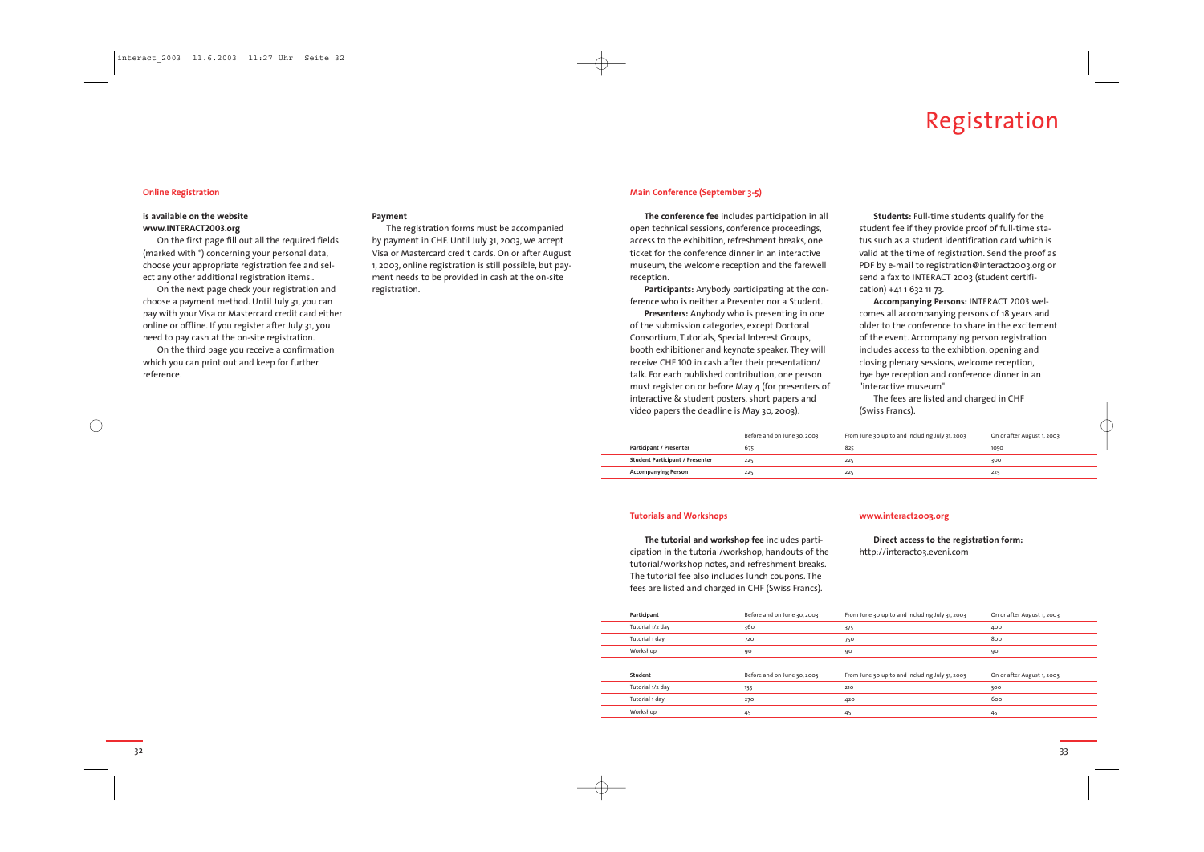# Registration

## Online Registration

**is available on the website www.INTERACT2003.org**

On the first page fill out all the required fields (marked with *) concerning your personal data, choose your appropriate registration fee and select any other additional registration items..

On the next page check your registration and choose a payment method. Until July 31, you can pay with your Visa or Mastercard credit card either online or offline. If you register after July 31, you need to pay cash at the on-site registration.

On the third page you receive a confirmation which you can print out and keep for further reference.

**Payment**

The registration forms must be accompanied by payment in CHF. Until July 31, 2003, we accept Visa or Mastercard credit cards. On or after August 1, 2003, online registration is still possible, but payment needs to be provided in cash at the on-site registration.

## Main Conference (September 3-5)

**The conference fee** includes participation in all open technical sessions, conference proceedings, access to the exhibition, refreshment breaks, one ticket for the conference dinner in an interactive museum, the welcome reception and the farewell reception.

**Participants:** Anybody participating at the conference who is neither a Presenter nor a Student.

**Presenters:** Anybody who is presenting in one of the submission categories, except Doctoral Consortium, Tutorials, Special Interest Groups, booth exhibitioner and keynote speaker. They will receive CHF 100 in cash after their presentation/talk. For each published contribution, one person must register on or before May 4 (for presenters of interactive & student posters, short papers and video papers the deadline is May 30, 2003).

**Students:** Full-time students qualify for the student fee if they provide proof of full-time status such as a student identification card which is valid at the time of registration. Send the proof as PDF by e-mail to registration@interact2003.org or send a fax to INTERACT 2003 (student certification) +41 1 632 11 73.

**Accompanying Persons:** INTERACT 2003 welcomes all accompanying persons of 18 years and older to the conference to share in the excitement of the event. Accompanying person registration includes access to the exhibtion, opening and closing plenary sessions, welcome reception, bye bye reception and conference dinner in an "interactive museum".

The fees are listed and charged in CHF (Swiss Francs).

| | Before and on June 30, 2003 | From June 30 up to and including July 31, 2003 | On or after August 1, 2003 |
|---|---|---|---|
| **Participant / Presenter** | 675 | 825 | 1050 |
| **Student Participant / Presenter** | 225 | 225 | 300 |
| **Accompanying Person** | 225 | 225 | 225 |

## Tutorials and Workshops

**The tutorial and workshop fee** includes participation in the tutorial/workshop, handouts of the tutorial/workshop notes, and refreshment breaks. The tutorial fee also includes lunch coupons. The fees are listed and charged in CHF (Swiss Francs).

## www.interact2003.org

**Direct access to the registration form:**
http://interact03.eveni.com

| **Participant** | Before and on June 30, 2003 | From June 30 up to and including July 31, 2003 | On or after August 1, 2003 |
|---|---|---|---|
| Tutorial 1/2 day | 360 | 375 | 400 |
| Tutorial 1 day | 720 | 750 | 800 |
| Workshop | 90 | 90 | 90 |

| **Student** | Before and on June 30, 2003 | From June 30 up to and including July 31, 2003 | On or after August 1, 2003 |
|---|---|---|---|
| Tutorial 1/2 day | 135 | 210 | 300 |
| Tutorial 1 day | 270 | 420 | 600 |
| Workshop | 45 | 45 | 45 |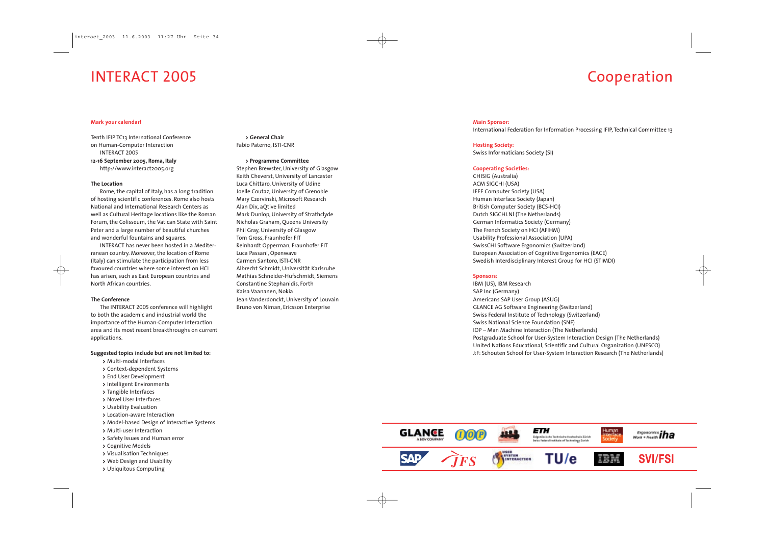# INTERACT 2005

**Mark your calendar!**

Tenth IFIP TC13 International Conference on Human-Computer Interaction
INTERACT 2005
**12-16 September 2005, Roma, Italy**
http://www.interact2005.org

**The Location**

Rome, the capital of Italy, has a long tradition of hosting scientific conferences. Rome also hosts National and International Research Centers as well as Cultural Heritage locations like the Roman Forum, the Colisseum, the Vatican State with Saint Peter and a large number of beautiful churches and wonderful fountains and squares.

INTERACT has never been hosted in a Mediterranean country. Moreover, the location of Rome (Italy) can stimulate the participation from less favoured countries where some interest on HCI has arisen, such as East European countries and North African countries.

**The Conference**

The INTERACT 2005 conference will highlight to both the academic and industrial world the importance of the Human-Computer Interaction area and its most recent breakthroughs on current applications.

**Suggested topics include but are not limited to:**

- Multi-modal Interfaces
- Context-dependent Systems
- End User Development
- Intelligent Environments
- Tangible Interfaces
- Novel User Interfaces
- Usability Evaluation
- Location-aware Interaction
- Model-based Design of Interactive Systems
- Multi-user Interaction
- Safety Issues and Human error
- Cognitive Models
- Visualisation Techniques
- Web Design and Usability
- Ubiquitous Computing

**> General Chair**
Fabio Paterno, ISTI-CNR

**> Programme Committee**
Stephen Brewster, University of Glasgow
Keith Cheverst, University of Lancaster
Luca Chittaro, University of Udine
Joelle Coutaz, University of Grenoble
Mary Czervinski, Microsoft Research
Alan Dix, aQtive limited
Mark Dunlop, University of Strathclyde
Nicholas Graham, Queens University
Phil Gray, University of Glasgow
Tom Gross, Fraunhofer FIT
Reinhardt Opperman, Fraunhofer FIT
Luca Passani, Openwave
Carmen Santoro, ISTI-CNR
Albrecht Schmidt, Universität Karlsruhe
Mathias Schneider-Hufschmidt, Siemens
Constantine Stephanidis, Forth
Kaisa Vaananen, Nokia
Jean Vanderdonckt, University of Louvain
Bruno von Niman, Ericsson Enterprise

# Cooperation

**Main Sponsor:**
International Federation for Information Processing IFIP, Technical Committee 13

**Hosting Society:**
Swiss Informaticians Society (SI)

**Cooperating Societies:**
CHISIG (Australia)
ACM SIGCHI (USA)
IEEE Computer Society (USA)
Human Interface Society (Japan)
British Computer Society (BCS-HCI)
Dutch SIGCHI.Nl (The Netherlands)
German Informatics Society (Germany)
The French Society on HCI (AFIHM)
Usability Professional Association (UPA)
SwissCHI Software Ergonomics (Switzerland)
European Association of Cognitive Ergonomics (EACE)
Swedish Interdisciplinary Interest Group for HCI (STIMDI)

**Sponsors:**
IBM (US), IBM Research
SAP Inc (Germany)
Americans SAP User Group (ASUG)
GLANCE AG Software Engineering (Switzerland)
Swiss Federal Institute of Technology (Switzerland)
Swiss National Science Foundation (SNF)
IOP – Man Machine Interaction (The Netherlands)
Postgraduate School for User-System Interaction Design (The Netherlands)
United Nations Educational, Scientific and Cultural Organization (UNESCO)
J:F: Schouten School for User-System Interaction Research (The Netherlands)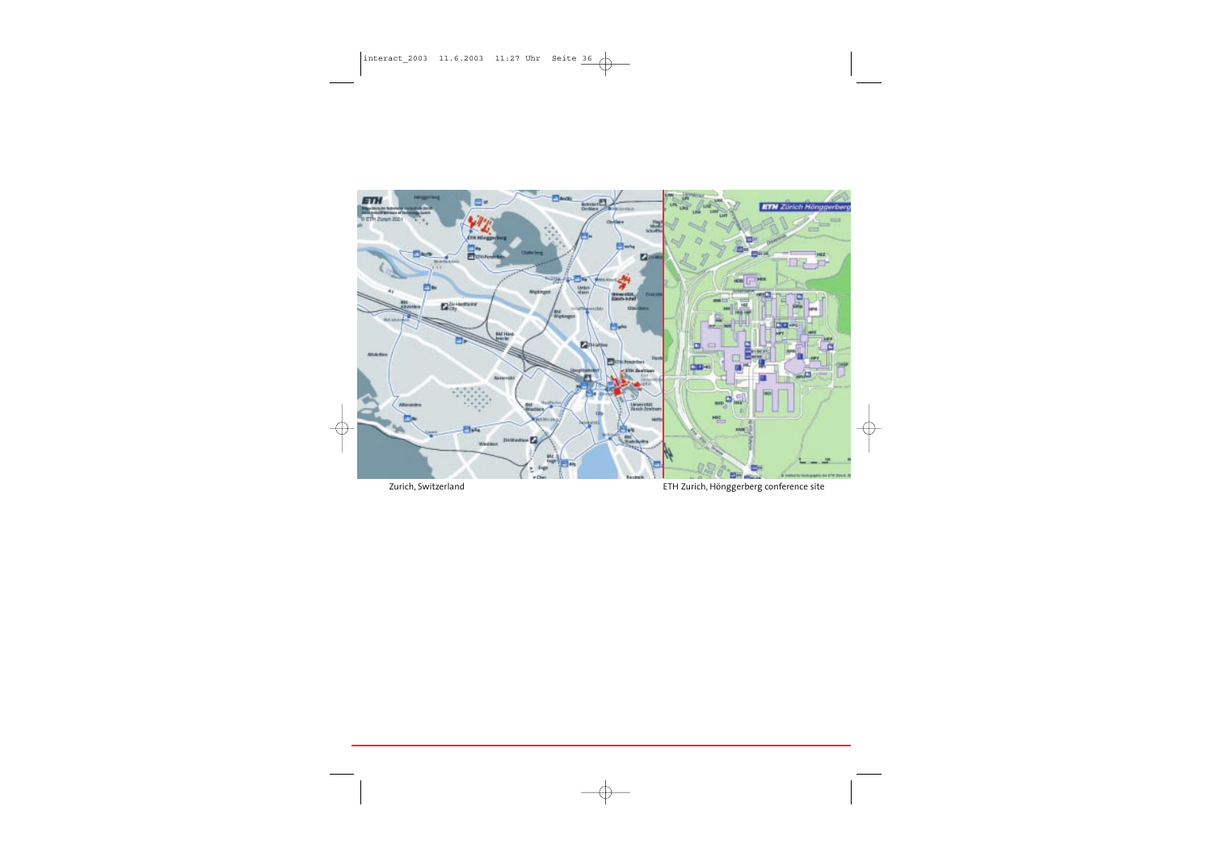Zurich, Switzerland

ETH Zurich, Hönggerberg conference site